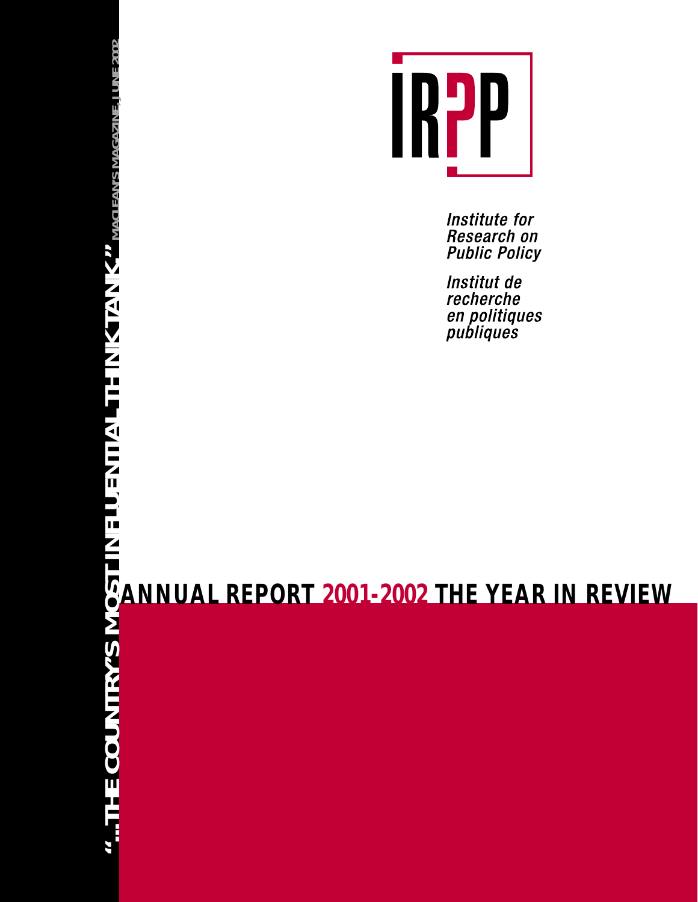IRPP

*Institute for Research on Public Policy*

*Institut de recherche en politiques publiques*

"...THE COUNTRY'S MOST INFLUENTIAL THINK TANK." MACLEAN'S MAGAZINE, JUNE 2002

# ANNUAL REPORT 2001-2002 THE YEAR IN REVIEW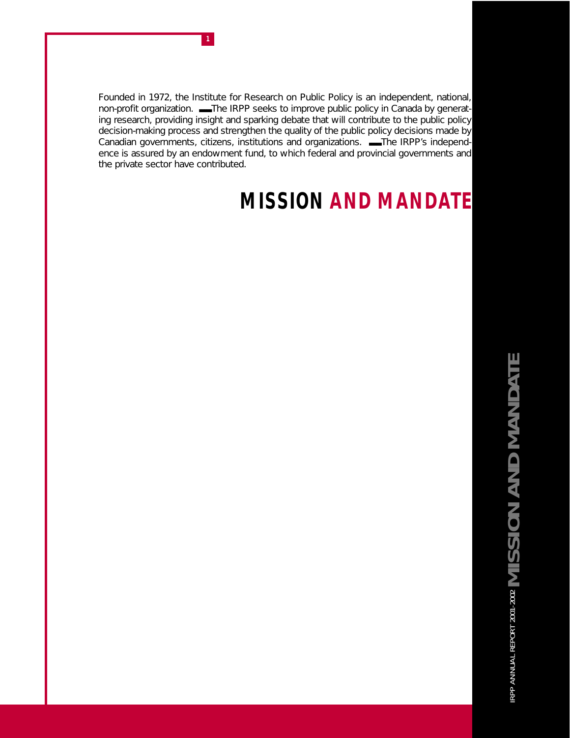Founded in 1972, the Institute for Research on Public Policy is an independent, national, non-profit organization. The IRPP seeks to improve public policy in Canada by generating research, providing insight and sparking debate that will contribute to the public policy decision-making process and strengthen the quality of the public policy decisions made by Canadian governments, citizens, institutions and organizations. The IRPP's independence is assured by an endowment fund, to which federal and provincial governments and the private sector have contributed.

# MISSION AND MANDATE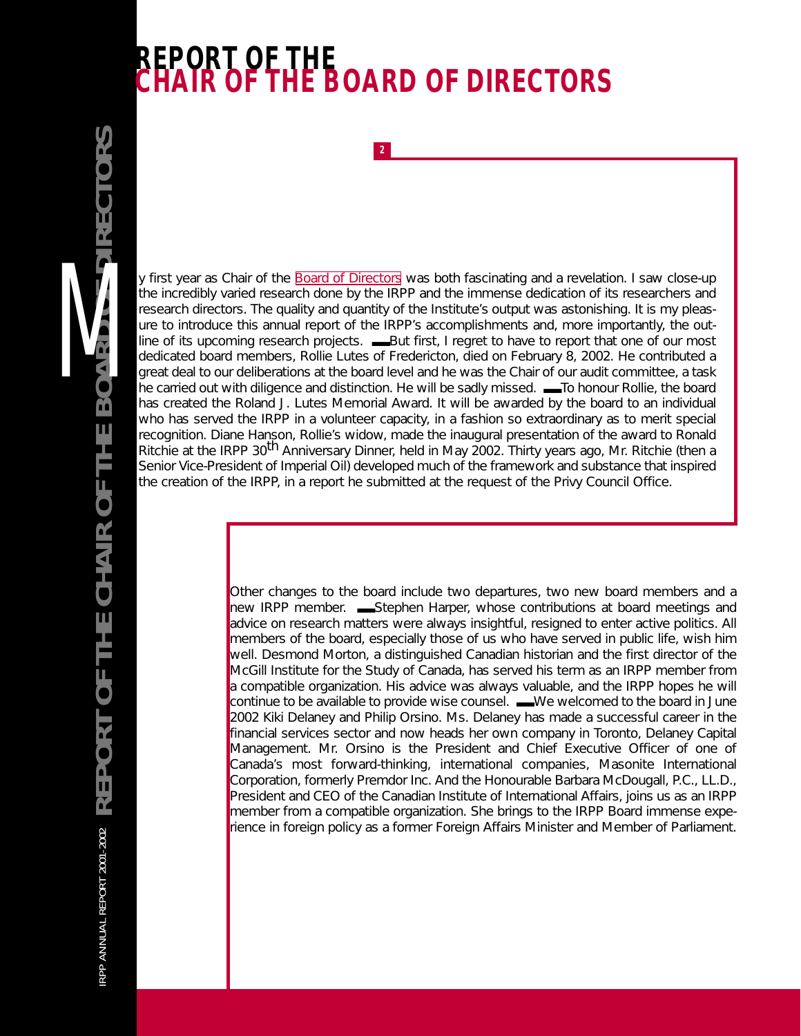# REPORT OF THE CHAIR OF THE BOARD OF DIRECTORS

My first year as Chair of the Board of Directors was both fascinating and a revelation. I saw close-up the incredibly varied research done by the IRPP and the immense dedication of its researchers and research directors. The quality and quantity of the Institute's output was astonishing. It is my pleasure to introduce this annual report of the IRPP's accomplishments and, more importantly, the outline of its upcoming research projects. ▬ But first, I regret to have to report that one of our most dedicated board members, Rollie Lutes of Fredericton, died on February 8, 2002. He contributed a great deal to our deliberations at the board level and he was the Chair of our audit committee, a task he carried out with diligence and distinction. He will be sadly missed. ▬ To honour Rollie, the board has created the Roland J. Lutes Memorial Award. It will be awarded by the board to an individual who has served the IRPP in a volunteer capacity, in a fashion so extraordinary as to merit special recognition. Diane Hanson, Rollie's widow, made the inaugural presentation of the award to Ronald Ritchie at the IRPP 30th Anniversary Dinner, held in May 2002. Thirty years ago, Mr. Ritchie (then a Senior Vice-President of Imperial Oil) developed much of the framework and substance that inspired the creation of the IRPP, in a report he submitted at the request of the Privy Council Office.

Other changes to the board include two departures, two new board members and a new IRPP member. ▬ Stephen Harper, whose contributions at board meetings and advice on research matters were always insightful, resigned to enter active politics. All members of the board, especially those of us who have served in public life, wish him well. Desmond Morton, a distinguished Canadian historian and the first director of the McGill Institute for the Study of Canada, has served his term as an IRPP member from a compatible organization. His advice was always valuable, and the IRPP hopes he will continue to be available to provide wise counsel. ▬ We welcomed to the board in June 2002 Kiki Delaney and Philip Orsino. Ms. Delaney has made a successful career in the financial services sector and now heads her own company in Toronto, Delaney Capital Management. Mr. Orsino is the President and Chief Executive Officer of one of Canada's most forward-thinking, international companies, Masonite International Corporation, formerly Premdor Inc. And the Honourable Barbara McDougall, P.C., LL.D., President and CEO of the Canadian Institute of International Affairs, joins us as an IRPP member from a compatible organization. She brings to the IRPP Board immense experience in foreign policy as a former Foreign Affairs Minister and Member of Parliament.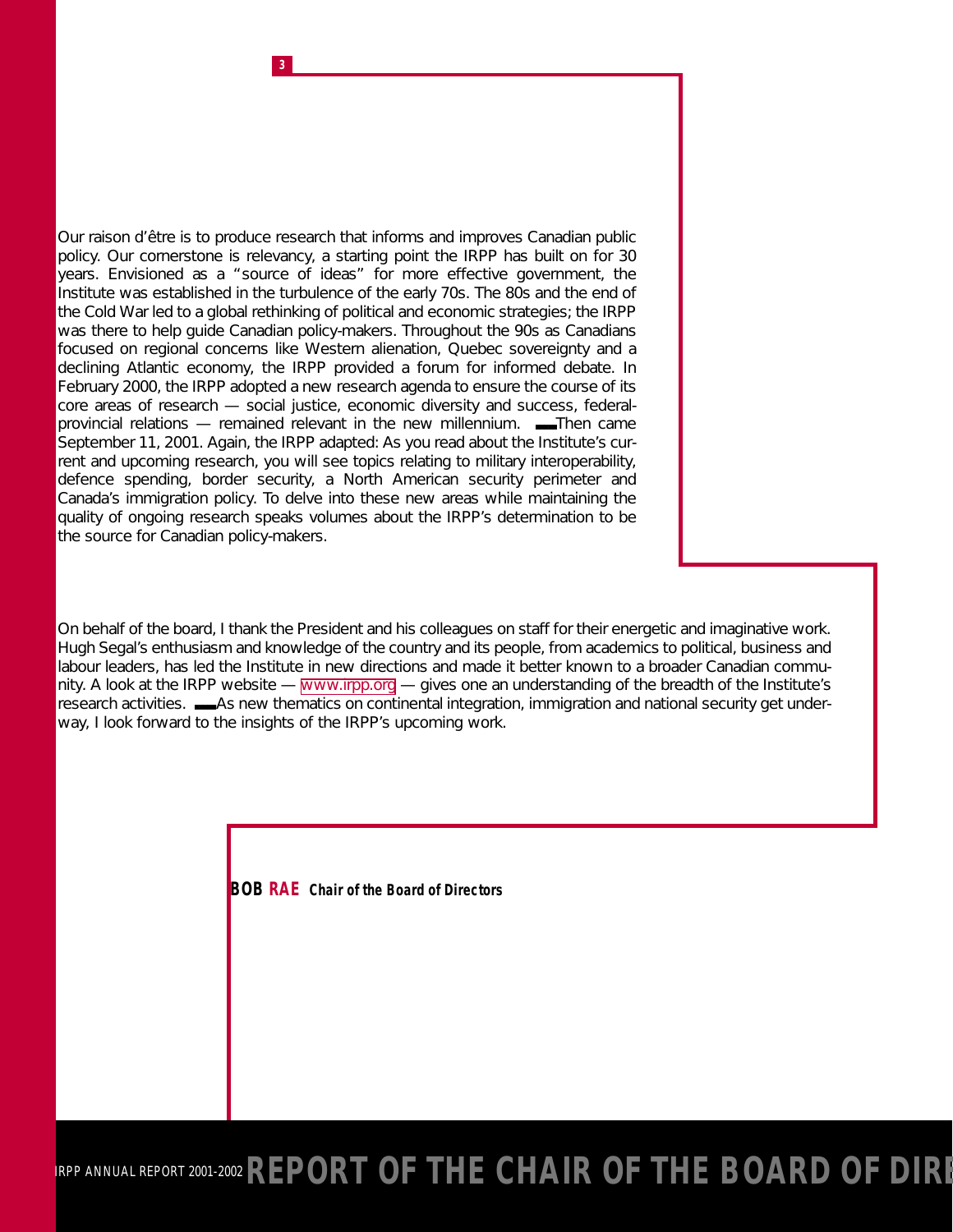# REPORT OF THE CHAIR OF THE BOARD OF DIRECTORS

Our raison d'être is to produce research that informs and improves Canadian public policy. Our cornerstone is relevancy, a starting point the IRPP has built on for 30 years. Envisioned as a "source of ideas" for more effective government, the Institute was established in the turbulence of the early 70s. The 80s and the end of the Cold War led to a global rethinking of political and economic strategies; the IRPP was there to help guide Canadian policy-makers. Throughout the 90s as Canadians focused on regional concerns like Western alienation, Quebec sovereignty and a declining Atlantic economy, the IRPP provided a forum for informed debate. In February 2000, the IRPP adopted a new research agenda to ensure the course of its core areas of research — social justice, economic diversity and success, federal-provincial relations — remained relevant in the new millennium. Then came September 11, 2001. Again, the IRPP adapted: As you read about the Institute's current and upcoming research, you will see topics relating to military interoperability, defence spending, border security, a North American security perimeter and Canada's immigration policy. To delve into these new areas while maintaining the quality of ongoing research speaks volumes about the IRPP's determination to be the source for Canadian policy-makers.

On behalf of the board, I thank the President and his colleagues on staff for their energetic and imaginative work. Hugh Segal's enthusiasm and knowledge of the country and its people, from academics to political, business and labour leaders, has led the Institute in new directions and made it better known to a broader Canadian community. A look at the IRPP website — www.irpp.org — gives one an understanding of the breadth of the Institute's research activities. As new thematics on continental integration, immigration and national security get underway, I look forward to the insights of the IRPP's upcoming work.

**BOB RAE** *Chair of the Board of Directors*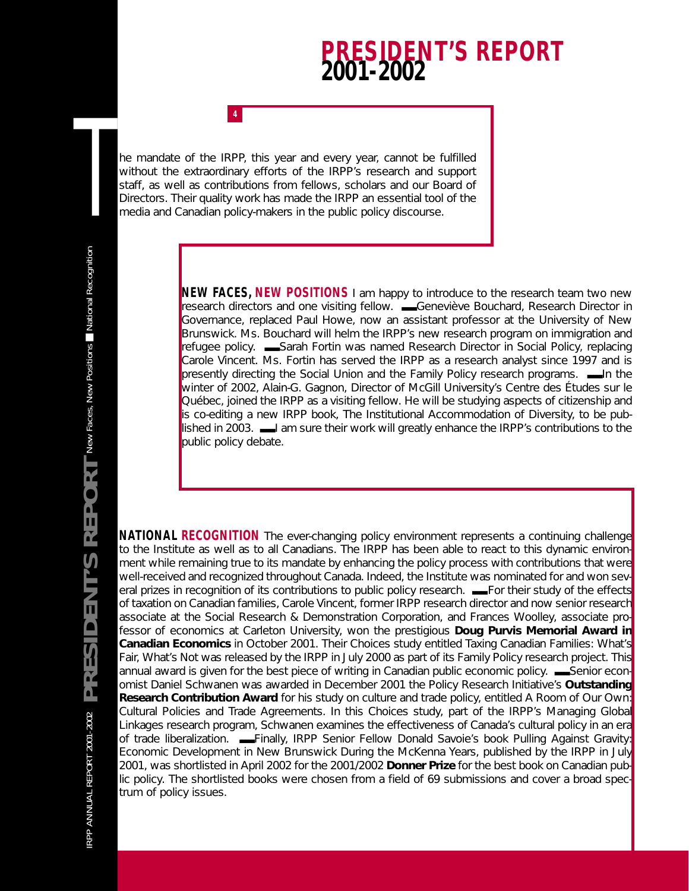# PRESIDENT'S REPORT 2001-2002

The mandate of the IRPP, this year and every year, cannot be fulfilled without the extraordinary efforts of the IRPP's research and support staff, as well as contributions from fellows, scholars and our Board of Directors. Their quality work has made the IRPP an essential tool of the media and Canadian policy-makers in the public policy discourse.

**NEW FACES, NEW POSITIONS** I am happy to introduce to the research team two new research directors and one visiting fellow. Geneviève Bouchard, Research Director in Governance, replaced Paul Howe, now an assistant professor at the University of New Brunswick. Ms. Bouchard will helm the IRPP's new research program on immigration and refugee policy. Sarah Fortin was named Research Director in Social Policy, replacing Carole Vincent. Ms. Fortin has served the IRPP as a research analyst since 1997 and is presently directing the Social Union and the Family Policy research programs. In the winter of 2002, Alain-G. Gagnon, Director of McGill University's Centre des Études sur le Québec, joined the IRPP as a visiting fellow. He will be studying aspects of citizenship and is co-editing a new IRPP book, The Institutional Accommodation of Diversity, to be published in 2003. I am sure their work will greatly enhance the IRPP's contributions to the public policy debate.

**NATIONAL RECOGNITION** The ever-changing policy environment represents a continuing challenge to the Institute as well as to all Canadians. The IRPP has been able to react to this dynamic environment while remaining true to its mandate by enhancing the policy process with contributions that were well-received and recognized throughout Canada. Indeed, the Institute was nominated for and won several prizes in recognition of its contributions to public policy research. For their study of the effects of taxation on Canadian families, Carole Vincent, former IRPP research director and now senior research associate at the Social Research & Demonstration Corporation, and Frances Woolley, associate professor of economics at Carleton University, won the prestigious **Doug Purvis Memorial Award in Canadian Economics** in October 2001. Their Choices study entitled Taxing Canadian Families: What's Fair, What's Not was released by the IRPP in July 2000 as part of its Family Policy research project. This annual award is given for the best piece of writing in Canadian public economic policy. Senior economist Daniel Schwanen was awarded in December 2001 the Policy Research Initiative's **Outstanding Research Contribution Award** for his study on culture and trade policy, entitled A Room of Our Own: Cultural Policies and Trade Agreements. In this Choices study, part of the IRPP's Managing Global Linkages research program, Schwanen examines the effectiveness of Canada's cultural policy in an era of trade liberalization. Finally, IRPP Senior Fellow Donald Savoie's book Pulling Against Gravity: Economic Development in New Brunswick During the McKenna Years, published by the IRPP in July 2001, was shortlisted in April 2002 for the 2001/2002 **Donner Prize** for the best book on Canadian public policy. The shortlisted books were chosen from a field of 69 submissions and cover a broad spectrum of policy issues.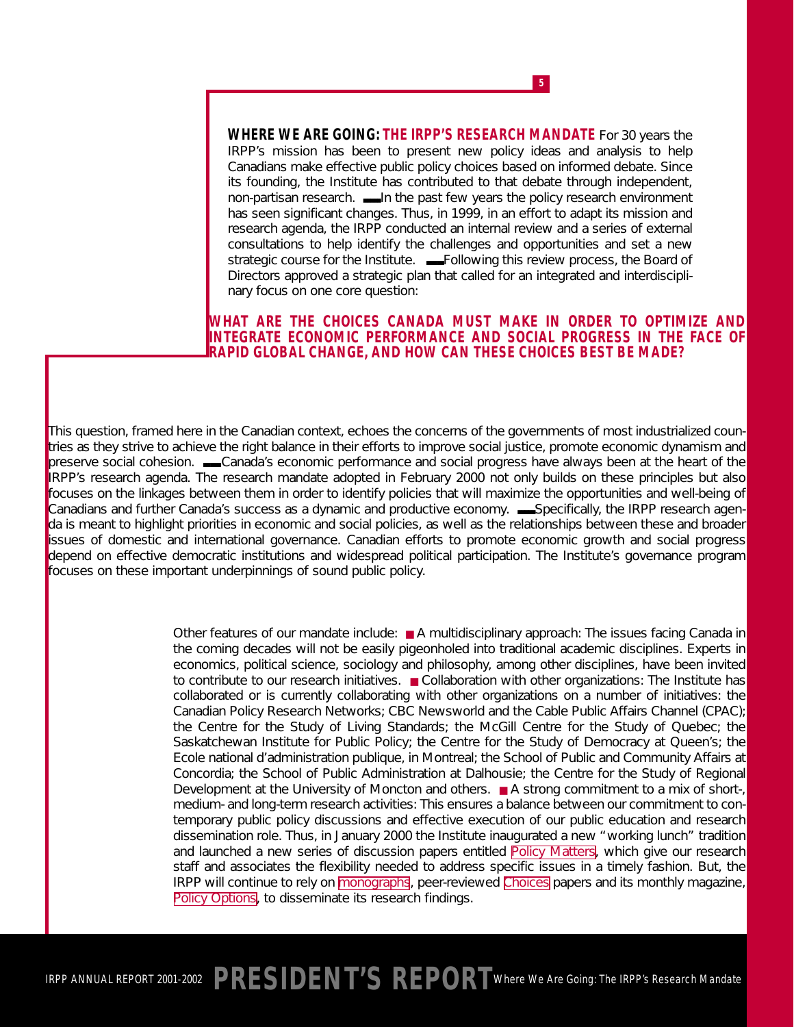## WHERE WE ARE GOING: THE IRPP'S RESEARCH MANDATE

For 30 years the IRPP's mission has been to present new policy ideas and analysis to help Canadians make effective public policy choices based on informed debate. Since its founding, the Institute has contributed to that debate through independent, non-partisan research. In the past few years the policy research environment has seen significant changes. Thus, in 1999, in an effort to adapt its mission and research agenda, the IRPP conducted an internal review and a series of external consultations to help identify the challenges and opportunities and set a new strategic course for the Institute. Following this review process, the Board of Directors approved a strategic plan that called for an integrated and interdisciplinary focus on one core question:

**WHAT ARE THE CHOICES CANADA MUST MAKE IN ORDER TO OPTIMIZE AND INTEGRATE ECONOMIC PERFORMANCE AND SOCIAL PROGRESS IN THE FACE OF RAPID GLOBAL CHANGE, AND HOW CAN THESE CHOICES BEST BE MADE?**

This question, framed here in the Canadian context, echoes the concerns of the governments of most industrialized countries as they strive to achieve the right balance in their efforts to improve social justice, promote economic dynamism and preserve social cohesion. Canada's economic performance and social progress have always been at the heart of the IRPP's research agenda. The research mandate adopted in February 2000 not only builds on these principles but also focuses on the linkages between them in order to identify policies that will maximize the opportunities and well-being of Canadians and further Canada's success as a dynamic and productive economy. Specifically, the IRPP research agenda is meant to highlight priorities in economic and social policies, as well as the relationships between these and broader issues of domestic and international governance. Canadian efforts to promote economic growth and social progress depend on effective democratic institutions and widespread political participation. The Institute's governance program focuses on these important underpinnings of sound public policy.

Other features of our mandate include:

- A multidisciplinary approach: The issues facing Canada in the coming decades will not be easily pigeonholed into traditional academic disciplines. Experts in economics, political science, sociology and philosophy, among other disciplines, have been invited to contribute to our research initiatives.
- Collaboration with other organizations: The Institute has collaborated or is currently collaborating with other organizations on a number of initiatives: the Canadian Policy Research Networks; CBC Newsworld and the Cable Public Affairs Channel (CPAC); the Centre for the Study of Living Standards; the McGill Centre for the Study of Quebec; the Saskatchewan Institute for Public Policy; the Centre for the Study of Democracy at Queen's; the Ecole national d'administration publique, in Montreal; the School of Public and Community Affairs at Concordia; the School of Public Administration at Dalhousie; the Centre for the Study of Regional Development at the University of Moncton and others.
- A strong commitment to a mix of short-, medium- and long-term research activities: This ensures a balance between our commitment to contemporary public policy discussions and effective execution of our public education and research dissemination role. Thus, in January 2000 the Institute inaugurated a new "working lunch" tradition and launched a new series of discussion papers entitled Policy Matters, which give our research staff and associates the flexibility needed to address specific issues in a timely fashion. But, the IRPP will continue to rely on monographs, peer-reviewed Choices papers and its monthly magazine, Policy Options, to disseminate its research findings.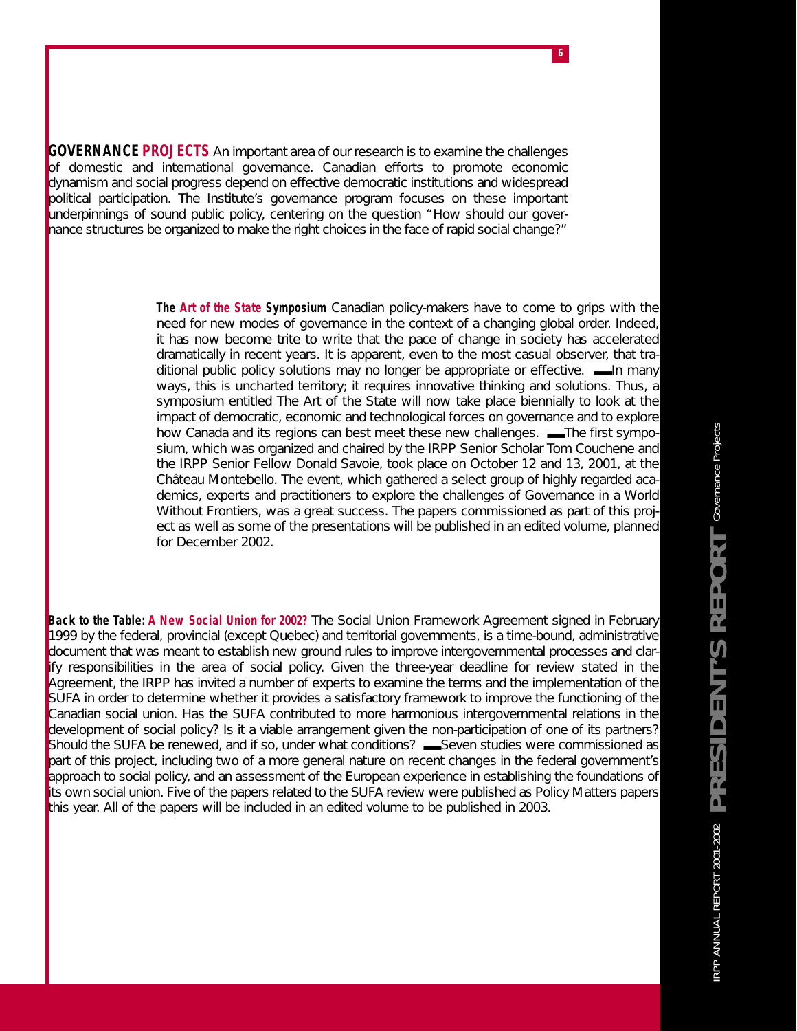**GOVERNANCE PROJECTS** An important area of our research is to examine the challenges of domestic and international governance. Canadian efforts to promote economic dynamism and social progress depend on effective democratic institutions and widespread political participation. The Institute's governance program focuses on these important underpinnings of sound public policy, centering on the question "How should our governance structures be organized to make the right choices in the face of rapid social change?"

**The *Art of the State* Symposium** Canadian policy-makers have to come to grips with the need for new modes of governance in the context of a changing global order. Indeed, it has now become trite to write that the pace of change in society has accelerated dramatically in recent years. It is apparent, even to the most casual observer, that traditional public policy solutions may no longer be appropriate or effective. In many ways, this is uncharted territory; it requires innovative thinking and solutions. Thus, a symposium entitled The Art of the State will now take place biennially to look at the impact of democratic, economic and technological forces on governance and to explore how Canada and its regions can best meet these new challenges. The first symposium, which was organized and chaired by the IRPP Senior Scholar Tom Couchene and the IRPP Senior Fellow Donald Savoie, took place on October 12 and 13, 2001, at the Château Montebello. The event, which gathered a select group of highly regarded academics, experts and practitioners to explore the challenges of Governance in a World Without Frontiers, was a great success. The papers commissioned as part of this project as well as some of the presentations will be published in an edited volume, planned for December 2002.

**Back to the Table: *A New Social Union for 2002?*** The Social Union Framework Agreement signed in February 1999 by the federal, provincial (except Quebec) and territorial governments, is a time-bound, administrative document that was meant to establish new ground rules to improve intergovernmental processes and clarify responsibilities in the area of social policy. Given the three-year deadline for review stated in the Agreement, the IRPP has invited a number of experts to examine the terms and the implementation of the SUFA in order to determine whether it provides a satisfactory framework to improve the functioning of the Canadian social union. Has the SUFA contributed to more harmonious intergovernmental relations in the development of social policy? Is it a viable arrangement given the non-participation of one of its partners? Should the SUFA be renewed, and if so, under what conditions? Seven studies were commissioned as part of this project, including two of a more general nature on recent changes in the federal government's approach to social policy, and an assessment of the European experience in establishing the foundations of its own social union. Five of the papers related to the SUFA review were published as Policy Matters papers this year. All of the papers will be included in an edited volume to be published in 2003.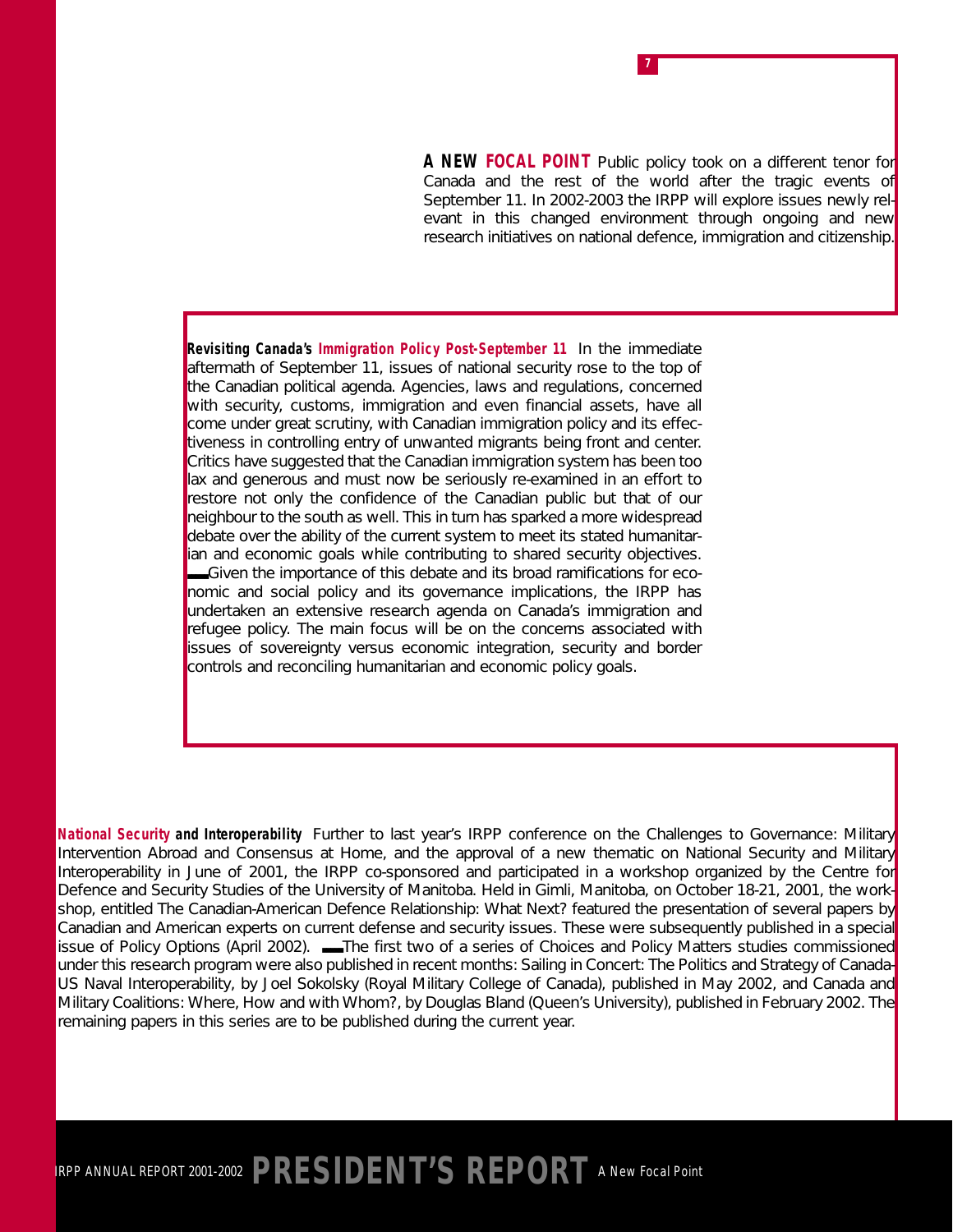**A NEW FOCAL POINT** Public policy took on a different tenor for Canada and the rest of the world after the tragic events of September 11. In 2002-2003 the IRPP will explore issues newly relevant in this changed environment through ongoing and new research initiatives on national defence, immigration and citizenship.

**Revisiting Canada's Immigration Policy Post-September 11** In the immediate aftermath of September 11, issues of national security rose to the top of the Canadian political agenda. Agencies, laws and regulations, concerned with security, customs, immigration and even financial assets, have all come under great scrutiny, with Canadian immigration policy and its effectiveness in controlling entry of unwanted migrants being front and center. Critics have suggested that the Canadian immigration system has been too lax and generous and must now be seriously re-examined in an effort to restore not only the confidence of the Canadian public but that of our neighbour to the south as well. This in turn has sparked a more widespread debate over the ability of the current system to meet its stated humanitarian and economic goals while contributing to shared security objectives.

Given the importance of this debate and its broad ramifications for economic and social policy and its governance implications, the IRPP has undertaken an extensive research agenda on Canada's immigration and refugee policy. The main focus will be on the concerns associated with issues of sovereignty versus economic integration, security and border controls and reconciling humanitarian and economic policy goals.

**National Security and Interoperability** Further to last year's IRPP conference on the Challenges to Governance: Military Intervention Abroad and Consensus at Home, and the approval of a new thematic on National Security and Military Interoperability in June of 2001, the IRPP co-sponsored and participated in a workshop organized by the Centre for Defence and Security Studies of the University of Manitoba. Held in Gimli, Manitoba, on October 18-21, 2001, the workshop, entitled The Canadian-American Defence Relationship: What Next? featured the presentation of several papers by Canadian and American experts on current defense and security issues. These were subsequently published in a special issue of Policy Options (April 2002).

The first two of a series of Choices and Policy Matters studies commissioned under this research program were also published in recent months: Sailing in Concert: The Politics and Strategy of Canada-US Naval Interoperability, by Joel Sokolsky (Royal Military College of Canada), published in May 2002, and Canada and Military Coalitions: Where, How and with Whom?, by Douglas Bland (Queen's University), published in February 2002. The remaining papers in this series are to be published during the current year.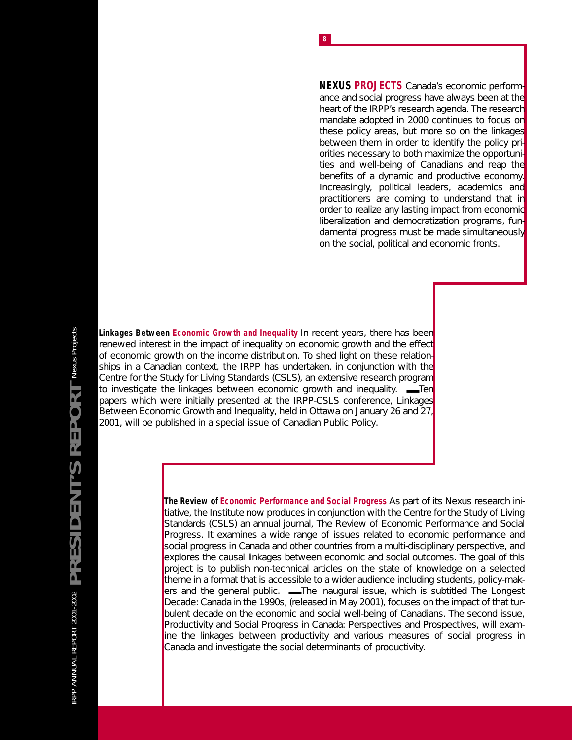## NEXUS PROJECTS

Canada's economic performance and social progress have always been at the heart of the IRPP's research agenda. The research mandate adopted in 2000 continues to focus on these policy areas, but more so on the linkages between them in order to identify the policy priorities necessary to both maximize the opportunities and well-being of Canadians and reap the benefits of a dynamic and productive economy. Increasingly, political leaders, academics and practitioners are coming to understand that in order to realize any lasting impact from economic liberalization and democratization programs, fundamental progress must be made simultaneously on the social, political and economic fronts.

### Linkages Between Economic Growth and Inequality

In recent years, there has been renewed interest in the impact of inequality on economic growth and the effect of economic growth on the income distribution. To shed light on these relationships in a Canadian context, the IRPP has undertaken, in conjunction with the Centre for the Study for Living Standards (CSLS), an extensive research program to investigate the linkages between economic growth and inequality.

Ten papers which were initially presented at the IRPP-CSLS conference, Linkages Between Economic Growth and Inequality, held in Ottawa on January 26 and 27, 2001, will be published in a special issue of Canadian Public Policy.

### The Review of Economic Performance and Social Progress

As part of its Nexus research initiative, the Institute now produces in conjunction with the Centre for the Study of Living Standards (CSLS) an annual journal, The Review of Economic Performance and Social Progress. It examines a wide range of issues related to economic performance and social progress in Canada and other countries from a multi-disciplinary perspective, and explores the causal linkages between economic and social outcomes. The goal of this project is to publish non-technical articles on the state of knowledge on a selected theme in a format that is accessible to a wider audience including students, policy-makers and the general public.

The inaugural issue, which is subtitled The Longest Decade: Canada in the 1990s, (released in May 2001), focuses on the impact of that turbulent decade on the economic and social well-being of Canadians. The second issue, Productivity and Social Progress in Canada: Perspectives and Prospectives, will examine the linkages between productivity and various measures of social progress in Canada and investigate the social determinants of productivity.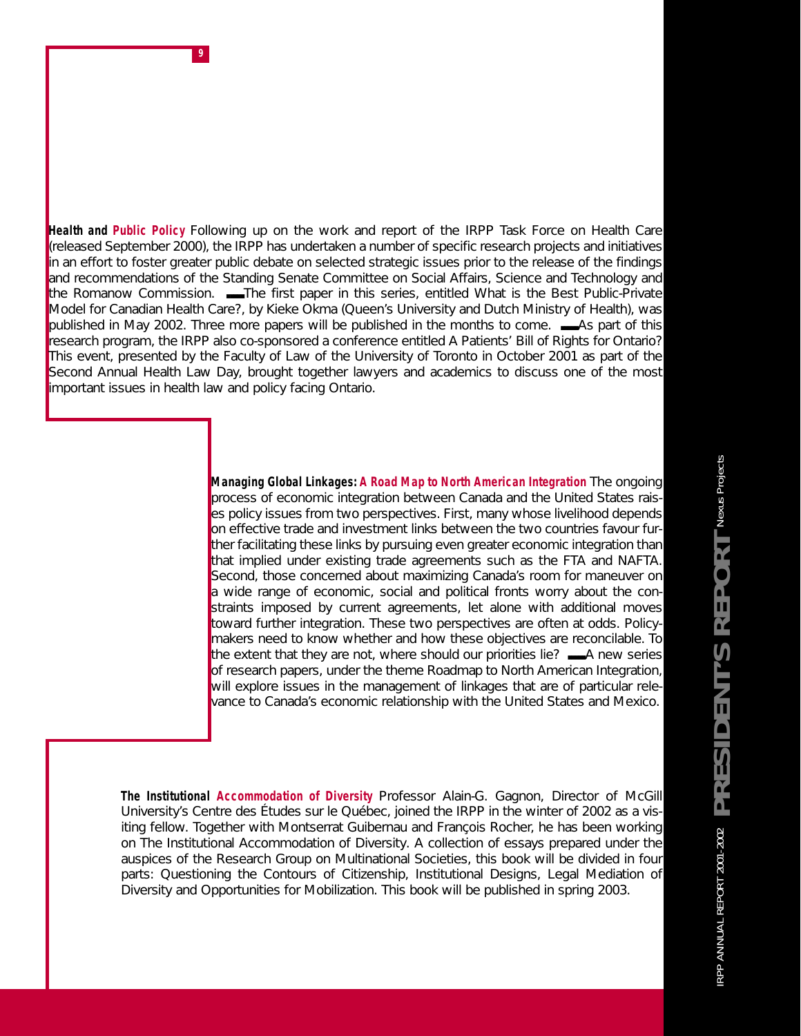**Health and Public Policy** Following up on the work and report of the IRPP Task Force on Health Care (released September 2000), the IRPP has undertaken a number of specific research projects and initiatives in an effort to foster greater public debate on selected strategic issues prior to the release of the findings and recommendations of the Standing Senate Committee on Social Affairs, Science and Technology and the Romanow Commission. The first paper in this series, entitled What is the Best Public-Private Model for Canadian Health Care?, by Kieke Okma (Queen's University and Dutch Ministry of Health), was published in May 2002. Three more papers will be published in the months to come. As part of this research program, the IRPP also co-sponsored a conference entitled A Patients' Bill of Rights for Ontario? This event, presented by the Faculty of Law of the University of Toronto in October 2001 as part of the Second Annual Health Law Day, brought together lawyers and academics to discuss one of the most important issues in health law and policy facing Ontario.

**Managing Global Linkages: A Road Map to North American Integration** The ongoing process of economic integration between Canada and the United States raises policy issues from two perspectives. First, many whose livelihood depends on effective trade and investment links between the two countries favour further facilitating these links by pursuing even greater economic integration than that implied under existing trade agreements such as the FTA and NAFTA. Second, those concerned about maximizing Canada's room for maneuver on a wide range of economic, social and political fronts worry about the constraints imposed by current agreements, let alone with additional moves toward further integration. These two perspectives are often at odds. Policy-makers need to know whether and how these objectives are reconcilable. To the extent that they are not, where should our priorities lie? A new series of research papers, under the theme Roadmap to North American Integration, will explore issues in the management of linkages that are of particular relevance to Canada's economic relationship with the United States and Mexico.

**The Institutional Accommodation of Diversity** Professor Alain-G. Gagnon, Director of McGill University's Centre des Études sur le Québec, joined the IRPP in the winter of 2002 as a visiting fellow. Together with Montserrat Guibernau and François Rocher, he has been working on The Institutional Accommodation of Diversity. A collection of essays prepared under the auspices of the Research Group on Multinational Societies, this book will be divided in four parts: Questioning the Contours of Citizenship, Institutional Designs, Legal Mediation of Diversity and Opportunities for Mobilization. This book will be published in spring 2003.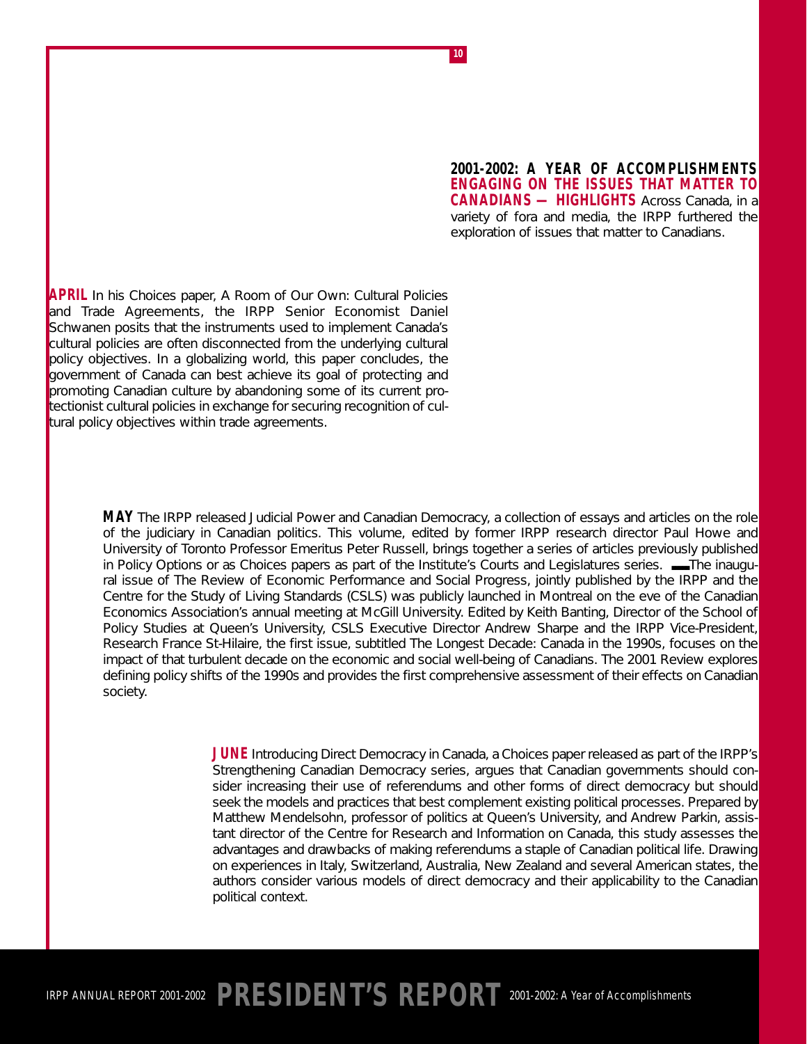**2001-2002: A YEAR OF ACCOMPLISHMENTS**
**ENGAGING ON THE ISSUES THAT MATTER TO CANADIANS — HIGHLIGHTS** Across Canada, in a variety of fora and media, the IRPP furthered the exploration of issues that matter to Canadians.

**APRIL** In his Choices paper, A Room of Our Own: Cultural Policies and Trade Agreements, the IRPP Senior Economist Daniel Schwanen posits that the instruments used to implement Canada's cultural policies are often disconnected from the underlying cultural policy objectives. In a globalizing world, this paper concludes, the government of Canada can best achieve its goal of protecting and promoting Canadian culture by abandoning some of its current protectionist cultural policies in exchange for securing recognition of cultural policy objectives within trade agreements.

**MAY** The IRPP released Judicial Power and Canadian Democracy, a collection of essays and articles on the role of the judiciary in Canadian politics. This volume, edited by former IRPP research director Paul Howe and University of Toronto Professor Emeritus Peter Russell, brings together a series of articles previously published in Policy Options or as Choices papers as part of the Institute's Courts and Legislatures series. — The inaugural issue of The Review of Economic Performance and Social Progress, jointly published by the IRPP and the Centre for the Study of Living Standards (CSLS) was publicly launched in Montreal on the eve of the Canadian Economics Association's annual meeting at McGill University. Edited by Keith Banting, Director of the School of Policy Studies at Queen's University, CSLS Executive Director Andrew Sharpe and the IRPP Vice-President, Research France St-Hilaire, the first issue, subtitled The Longest Decade: Canada in the 1990s, focuses on the impact of that turbulent decade on the economic and social well-being of Canadians. The 2001 Review explores defining policy shifts of the 1990s and provides the first comprehensive assessment of their effects on Canadian society.

**JUNE** Introducing Direct Democracy in Canada, a Choices paper released as part of the IRPP's Strengthening Canadian Democracy series, argues that Canadian governments should consider increasing their use of referendums and other forms of direct democracy but should seek the models and practices that best complement existing political processes. Prepared by Matthew Mendelsohn, professor of politics at Queen's University, and Andrew Parkin, assistant director of the Centre for Research and Information on Canada, this study assesses the advantages and drawbacks of making referendums a staple of Canadian political life. Drawing on experiences in Italy, Switzerland, Australia, New Zealand and several American states, the authors consider various models of direct democracy and their applicability to the Canadian political context.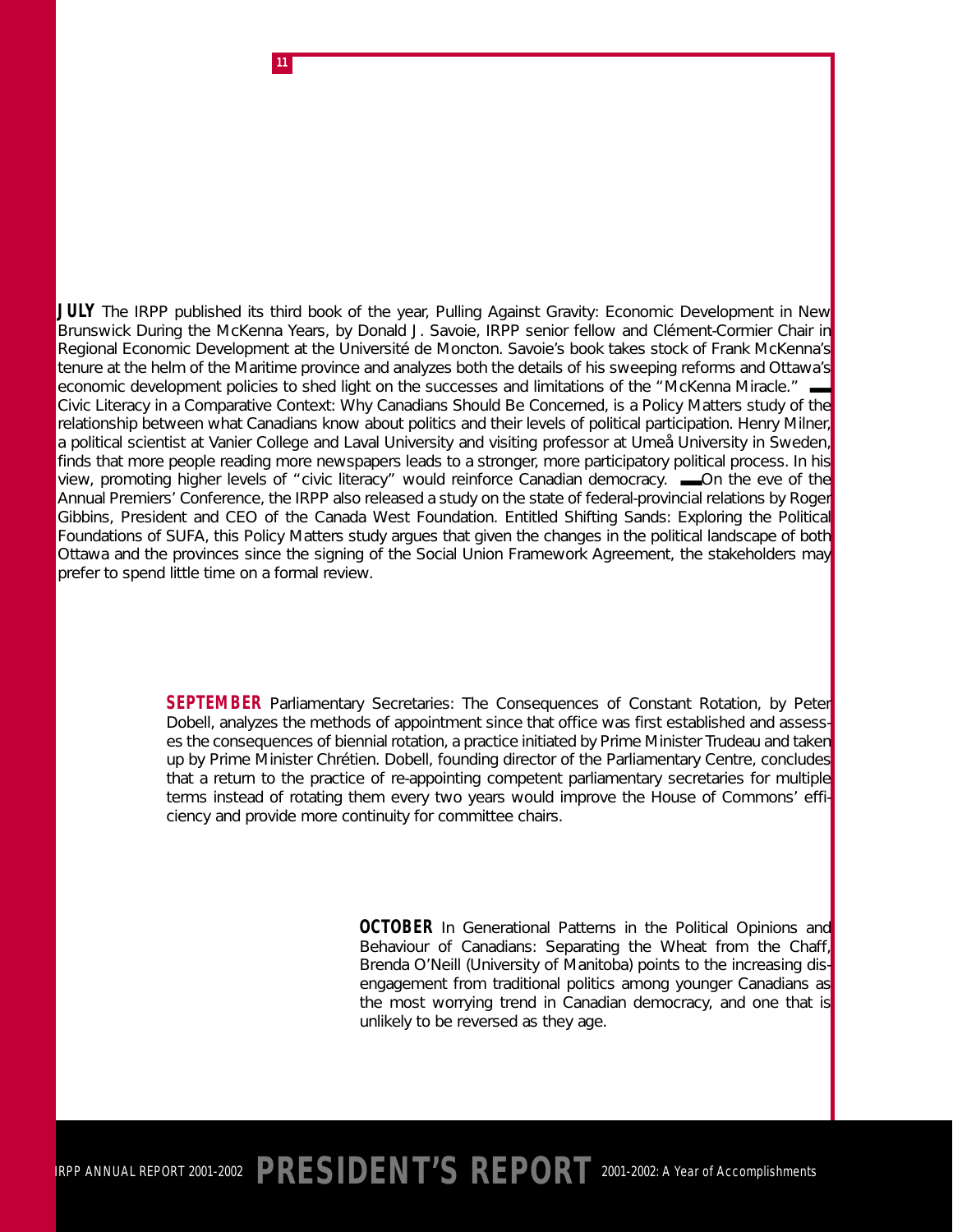**JULY** The IRPP published its third book of the year, Pulling Against Gravity: Economic Development in New Brunswick During the McKenna Years, by Donald J. Savoie, IRPP senior fellow and Clément-Cormier Chair in Regional Economic Development at the Université de Moncton. Savoie's book takes stock of Frank McKenna's tenure at the helm of the Maritime province and analyzes both the details of his sweeping reforms and Ottawa's economic development policies to shed light on the successes and limitations of the "McKenna Miracle." ▬ Civic Literacy in a Comparative Context: Why Canadians Should Be Concerned, is a Policy Matters study of the relationship between what Canadians know about politics and their levels of political participation. Henry Milner, a political scientist at Vanier College and Laval University and visiting professor at Umeå University in Sweden, finds that more people reading more newspapers leads to a stronger, more participatory political process. In his view, promoting higher levels of "civic literacy" would reinforce Canadian democracy. ▬ On the eve of the Annual Premiers' Conference, the IRPP also released a study on the state of federal-provincial relations by Roger Gibbins, President and CEO of the Canada West Foundation. Entitled Shifting Sands: Exploring the Political Foundations of SUFA, this Policy Matters study argues that given the changes in the political landscape of both Ottawa and the provinces since the signing of the Social Union Framework Agreement, the stakeholders may prefer to spend little time on a formal review.

**SEPTEMBER** Parliamentary Secretaries: The Consequences of Constant Rotation, by Peter Dobell, analyzes the methods of appointment since that office was first established and assesses the consequences of biennial rotation, a practice initiated by Prime Minister Trudeau and taken up by Prime Minister Chrétien. Dobell, founding director of the Parliamentary Centre, concludes that a return to the practice of re-appointing competent parliamentary secretaries for multiple terms instead of rotating them every two years would improve the House of Commons' efficiency and provide more continuity for committee chairs.

**OCTOBER** In Generational Patterns in the Political Opinions and Behaviour of Canadians: Separating the Wheat from the Chaff, Brenda O'Neill (University of Manitoba) points to the increasing disengagement from traditional politics among younger Canadians as the most worrying trend in Canadian democracy, and one that is unlikely to be reversed as they age.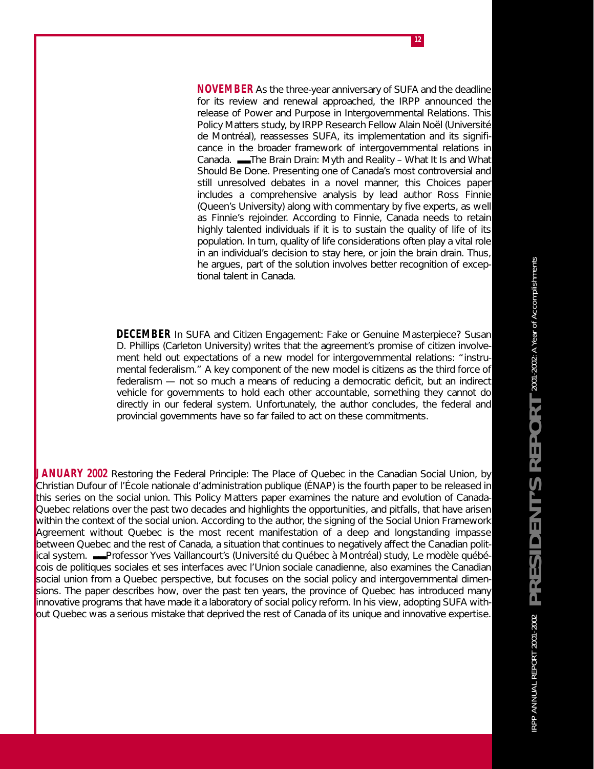**NOVEMBER** As the three-year anniversary of SUFA and the deadline for its review and renewal approached, the IRPP announced the release of Power and Purpose in Intergovernmental Relations. This Policy Matters study, by IRPP Research Fellow Alain Noël (Université de Montréal), reassesses SUFA, its implementation and its significance in the broader framework of intergovernmental relations in Canada. ▬ The Brain Drain: Myth and Reality – What It Is and What Should Be Done. Presenting one of Canada's most controversial and still unresolved debates in a novel manner, this Choices paper includes a comprehensive analysis by lead author Ross Finnie (Queen's University) along with commentary by five experts, as well as Finnie's rejoinder. According to Finnie, Canada needs to retain highly talented individuals if it is to sustain the quality of life of its population. In turn, quality of life considerations often play a vital role in an individual's decision to stay here, or join the brain drain. Thus, he argues, part of the solution involves better recognition of exceptional talent in Canada.

**DECEMBER** In SUFA and Citizen Engagement: Fake or Genuine Masterpiece? Susan D. Phillips (Carleton University) writes that the agreement's promise of citizen involvement held out expectations of a new model for intergovernmental relations: "instrumental federalism." A key component of the new model is citizens as the third force of federalism — not so much a means of reducing a democratic deficit, but an indirect vehicle for governments to hold each other accountable, something they cannot do directly in our federal system. Unfortunately, the author concludes, the federal and provincial governments have so far failed to act on these commitments.

**JANUARY 2002** Restoring the Federal Principle: The Place of Quebec in the Canadian Social Union, by Christian Dufour of l'École nationale d'administration publique (ÉNAP) is the fourth paper to be released in this series on the social union. This Policy Matters paper examines the nature and evolution of Canada-Quebec relations over the past two decades and highlights the opportunities, and pitfalls, that have arisen within the context of the social union. According to the author, the signing of the Social Union Framework Agreement without Quebec is the most recent manifestation of a deep and longstanding impasse between Quebec and the rest of Canada, a situation that continues to negatively affect the Canadian political system. ▬ Professor Yves Vaillancourt's (Université du Québec à Montréal) study, Le modèle québécois de politiques sociales et ses interfaces avec l'Union sociale canadienne, also examines the Canadian social union from a Quebec perspective, but focuses on the social policy and intergovernmental dimensions. The paper describes how, over the past ten years, the province of Quebec has introduced many innovative programs that have made it a laboratory of social policy reform. In his view, adopting SUFA without Quebec was a serious mistake that deprived the rest of Canada of its unique and innovative expertise.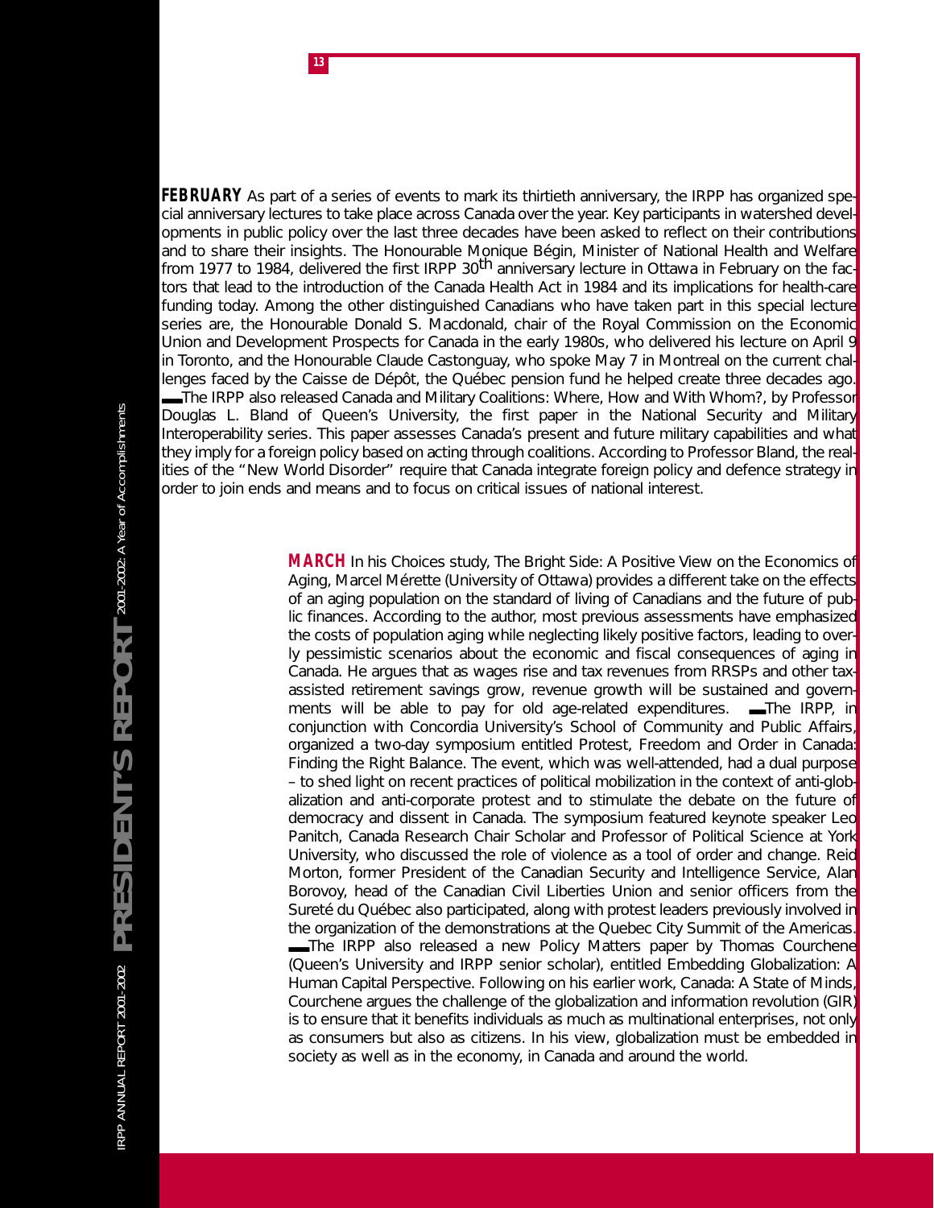**FEBRUARY** As part of a series of events to mark its thirtieth anniversary, the IRPP has organized special anniversary lectures to take place across Canada over the year. Key participants in watershed developments in public policy over the last three decades have been asked to reflect on their contributions and to share their insights. The Honourable Monique Bégin, Minister of National Health and Welfare from 1977 to 1984, delivered the first IRPP 30th anniversary lecture in Ottawa in February on the factors that lead to the introduction of the Canada Health Act in 1984 and its implications for health-care funding today. Among the other distinguished Canadians who have taken part in this special lecture series are, the Honourable Donald S. Macdonald, chair of the Royal Commission on the Economic Union and Development Prospects for Canada in the early 1980s, who delivered his lecture on April 9 in Toronto, and the Honourable Claude Castonguay, who spoke May 7 in Montreal on the current challenges faced by the Caisse de Dépôt, the Québec pension fund he helped create three decades ago. ▬The IRPP also released Canada and Military Coalitions: Where, How and With Whom?, by Professor Douglas L. Bland of Queen's University, the first paper in the National Security and Military Interoperability series. This paper assesses Canada's present and future military capabilities and what they imply for a foreign policy based on acting through coalitions. According to Professor Bland, the realities of the "New World Disorder" require that Canada integrate foreign policy and defence strategy in order to join ends and means and to focus on critical issues of national interest.

**MARCH** In his Choices study, The Bright Side: A Positive View on the Economics of Aging, Marcel Mérette (University of Ottawa) provides a different take on the effects of an aging population on the standard of living of Canadians and the future of public finances. According to the author, most previous assessments have emphasized the costs of population aging while neglecting likely positive factors, leading to overly pessimistic scenarios about the economic and fiscal consequences of aging in Canada. He argues that as wages rise and tax revenues from RRSPs and other tax-assisted retirement savings grow, revenue growth will be sustained and governments will be able to pay for old age-related expenditures. ▬The IRPP, in conjunction with Concordia University's School of Community and Public Affairs, organized a two-day symposium entitled Protest, Freedom and Order in Canada: Finding the Right Balance. The event, which was well-attended, had a dual purpose – to shed light on recent practices of political mobilization in the context of anti-globalization and anti-corporate protest and to stimulate the debate on the future of democracy and dissent in Canada. The symposium featured keynote speaker Leo Panitch, Canada Research Chair Scholar and Professor of Political Science at York University, who discussed the role of violence as a tool of order and change. Reid Morton, former President of the Canadian Security and Intelligence Service, Alan Borovoy, head of the Canadian Civil Liberties Union and senior officers from the Sureté du Québec also participated, along with protest leaders previously involved in the organization of the demonstrations at the Quebec City Summit of the Americas. ▬The IRPP also released a new Policy Matters paper by Thomas Courchene (Queen's University and IRPP senior scholar), entitled Embedding Globalization: A Human Capital Perspective. Following on his earlier work, Canada: A State of Minds, Courchene argues the challenge of the globalization and information revolution (GIR) is to ensure that it benefits individuals as much as multinational enterprises, not only as consumers but also as citizens. In his view, globalization must be embedded in society as well as in the economy, in Canada and around the world.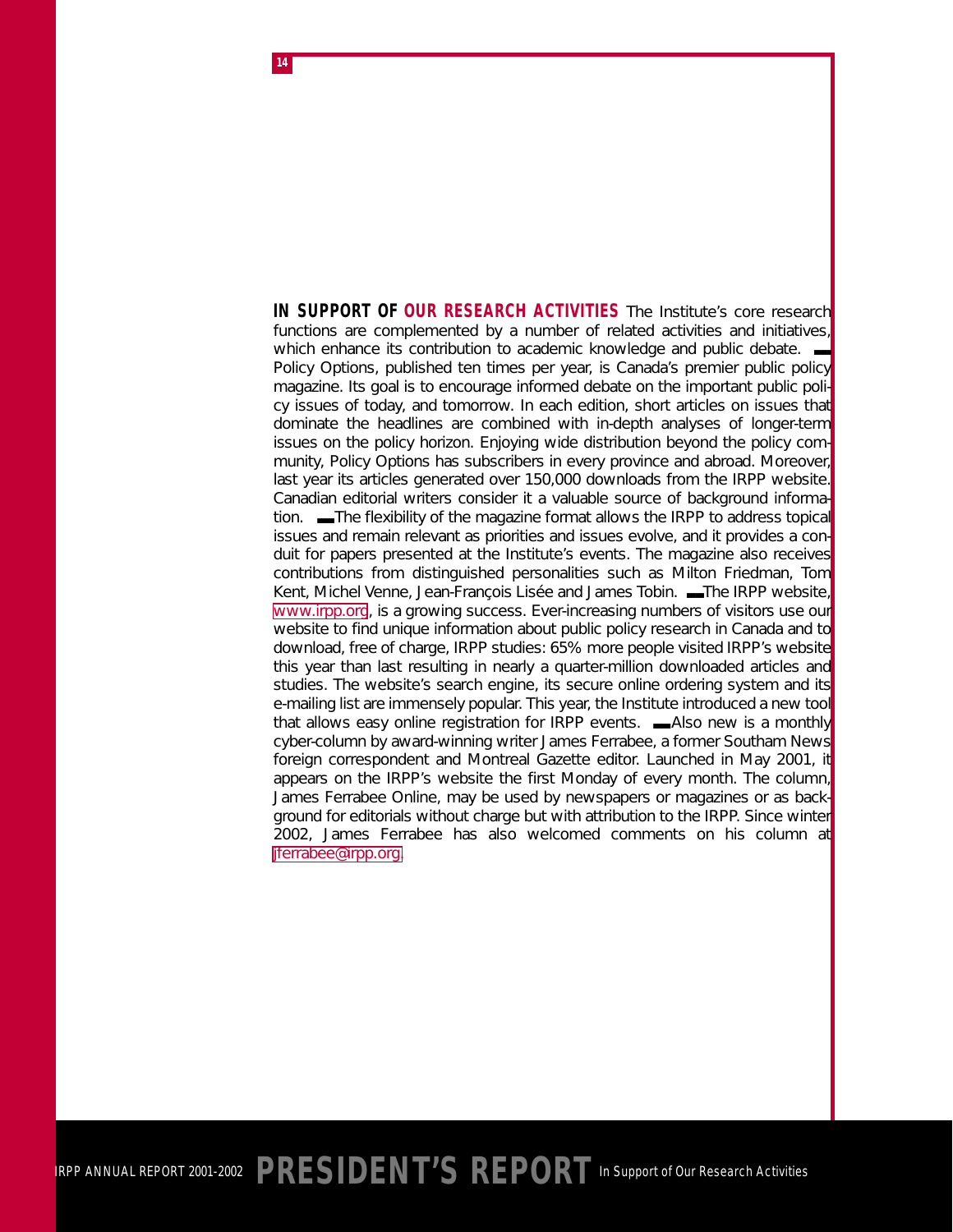**IN SUPPORT OF OUR RESEARCH ACTIVITIES** The Institute's core research functions are complemented by a number of related activities and initiatives, which enhance its contribution to academic knowledge and public debate.

Policy Options, published ten times per year, is Canada's premier public policy magazine. Its goal is to encourage informed debate on the important public policy issues of today, and tomorrow. In each edition, short articles on issues that dominate the headlines are combined with in-depth analyses of longer-term issues on the policy horizon. Enjoying wide distribution beyond the policy community, Policy Options has subscribers in every province and abroad. Moreover, last year its articles generated over 150,000 downloads from the IRPP website. Canadian editorial writers consider it a valuable source of background information.

The flexibility of the magazine format allows the IRPP to address topical issues and remain relevant as priorities and issues evolve, and it provides a conduit for papers presented at the Institute's events. The magazine also receives contributions from distinguished personalities such as Milton Friedman, Tom Kent, Michel Venne, Jean-François Lisée and James Tobin.

The IRPP website, www.irpp.org, is a growing success. Ever-increasing numbers of visitors use our website to find unique information about public policy research in Canada and to download, free of charge, IRPP studies: 65% more people visited IRPP's website this year than last resulting in nearly a quarter-million downloaded articles and studies. The website's search engine, its secure online ordering system and its e-mailing list are immensely popular. This year, the Institute introduced a new tool that allows easy online registration for IRPP events.

Also new is a monthly cyber-column by award-winning writer James Ferrabee, a former Southam News foreign correspondent and Montreal Gazette editor. Launched in May 2001, it appears on the IRPP's website the first Monday of every month. The column, James Ferrabee Online, may be used by newspapers or magazines or as background for editorials without charge but with attribution to the IRPP. Since winter 2002, James Ferrabee has also welcomed comments on his column at jferrabee@irpp.org.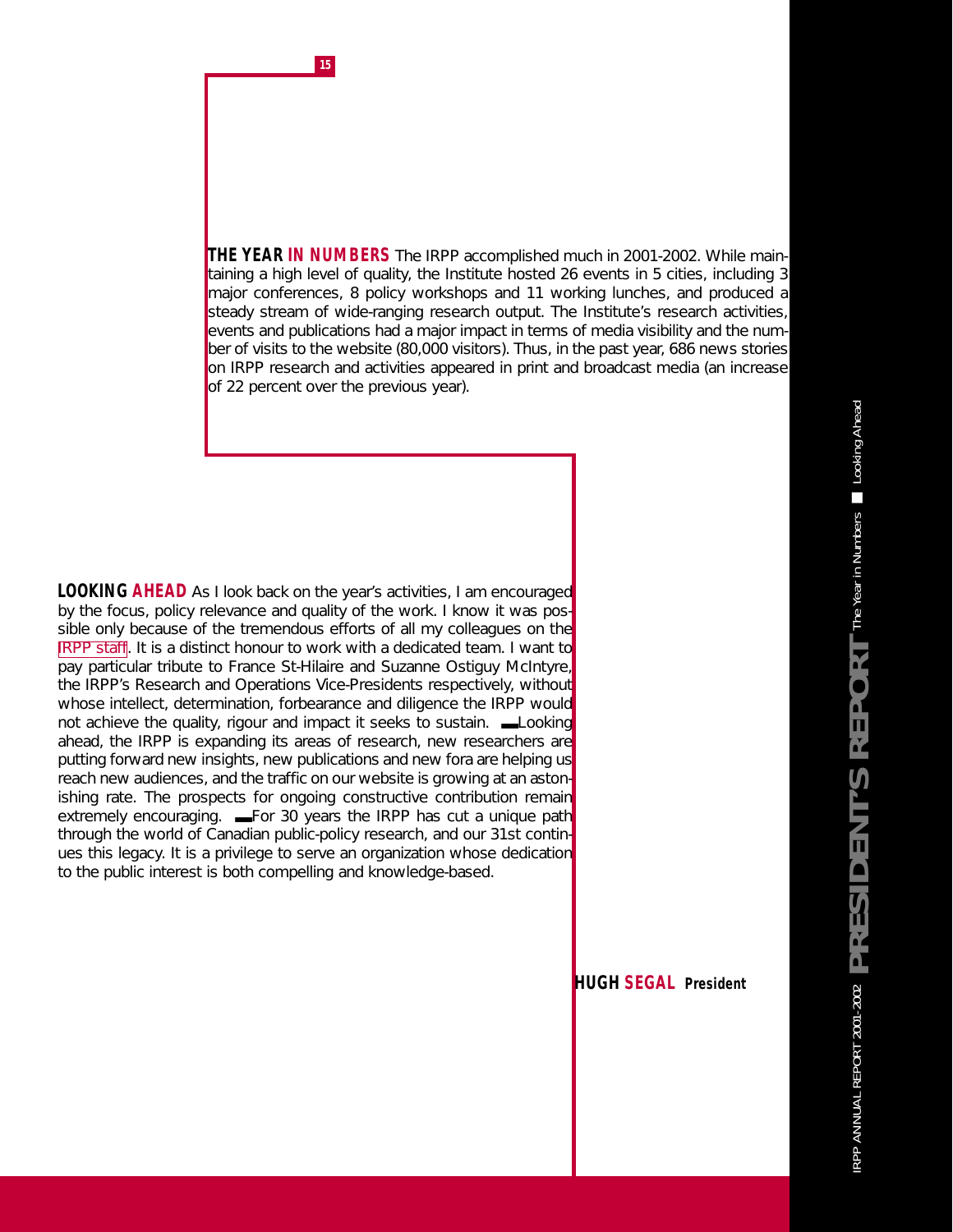**THE YEAR IN NUMBERS** The IRPP accomplished much in 2001-2002. While maintaining a high level of quality, the Institute hosted 26 events in 5 cities, including 3 major conferences, 8 policy workshops and 11 working lunches, and produced a steady stream of wide-ranging research output. The Institute's research activities, events and publications had a major impact in terms of media visibility and the number of visits to the website (80,000 visitors). Thus, in the past year, 686 news stories on IRPP research and activities appeared in print and broadcast media (an increase of 22 percent over the previous year).

**LOOKING AHEAD** As I look back on the year's activities, I am encouraged by the focus, policy relevance and quality of the work. I know it was possible only because of the tremendous efforts of all my colleagues on the IRPP staff. It is a distinct honour to work with a dedicated team. I want to pay particular tribute to France St-Hilaire and Suzanne Ostiguy McIntyre, the IRPP's Research and Operations Vice-Presidents respectively, without whose intellect, determination, forbearance and diligence the IRPP would not achieve the quality, rigour and impact it seeks to sustain.

Looking ahead, the IRPP is expanding its areas of research, new researchers are putting forward new insights, new publications and new fora are helping us reach new audiences, and the traffic on our website is growing at an astonishing rate. The prospects for ongoing constructive contribution remain extremely encouraging.

For 30 years the IRPP has cut a unique path through the world of Canadian public-policy research, and our 31st continues this legacy. It is a privilege to serve an organization whose dedication to the public interest is both compelling and knowledge-based.

**HUGH SEGAL** President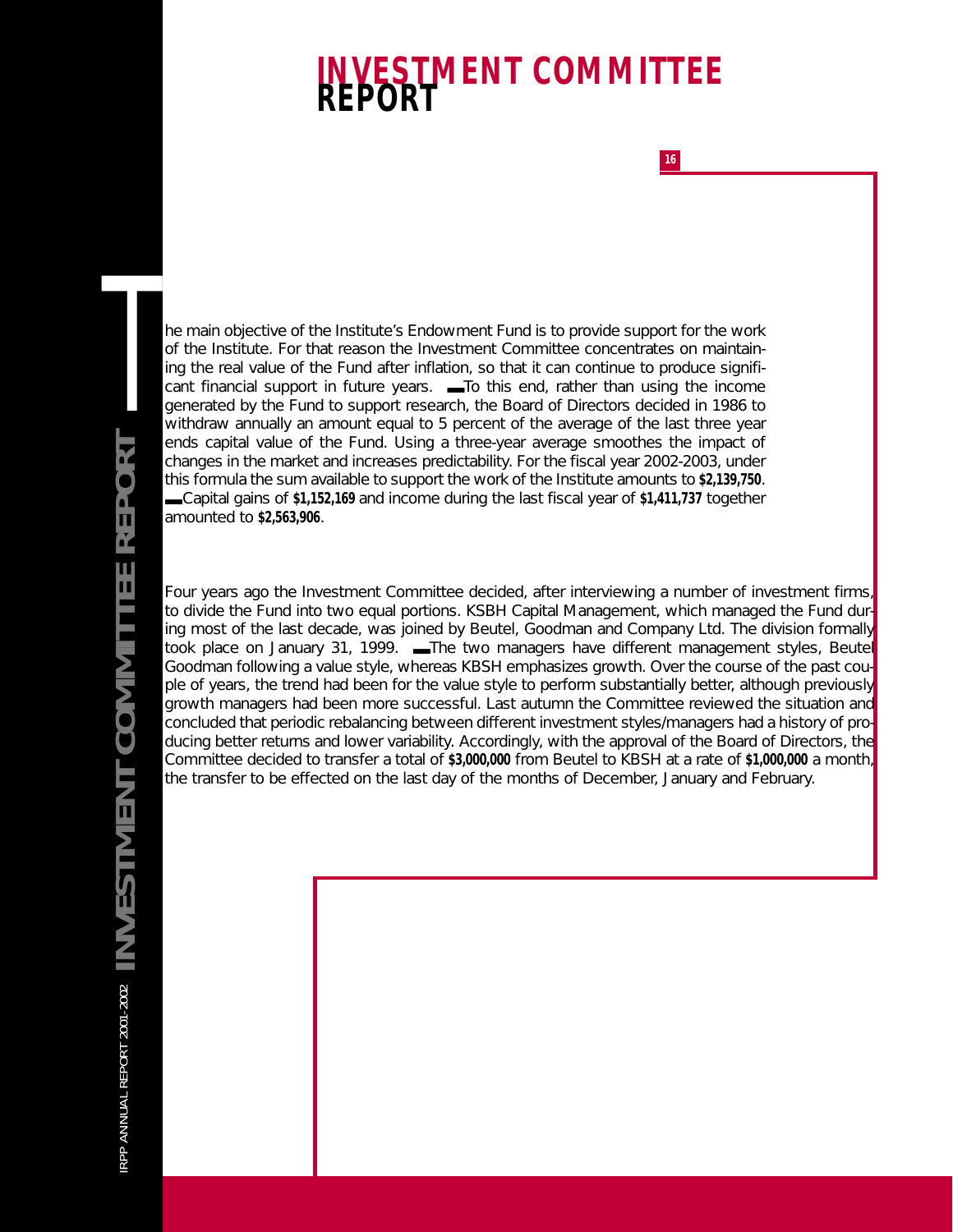# INVESTMENT COMMITTEE REPORT

The main objective of the Institute's Endowment Fund is to provide support for the work of the Institute. For that reason the Investment Committee concentrates on maintaining the real value of the Fund after inflation, so that it can continue to produce significant financial support in future years. To this end, rather than using the income generated by the Fund to support research, the Board of Directors decided in 1986 to withdraw annually an amount equal to 5 percent of the average of the last three year ends capital value of the Fund. Using a three-year average smoothes the impact of changes in the market and increases predictability. For the fiscal year 2002-2003, under this formula the sum available to support the work of the Institute amounts to **$2,139,750**. Capital gains of **$1,152,169** and income during the last fiscal year of **$1,411,737** together amounted to **$2,563,906**.

Four years ago the Investment Committee decided, after interviewing a number of investment firms, to divide the Fund into two equal portions. KSBH Capital Management, which managed the Fund during most of the last decade, was joined by Beutel, Goodman and Company Ltd. The division formally took place on January 31, 1999. The two managers have different management styles, Beutel Goodman following a value style, whereas KBSH emphasizes growth. Over the course of the past couple of years, the trend had been for the value style to perform substantially better, although previously growth managers had been more successful. Last autumn the Committee reviewed the situation and concluded that periodic rebalancing between different investment styles/managers had a history of producing better returns and lower variability. Accordingly, with the approval of the Board of Directors, the Committee decided to transfer a total of **$3,000,000** from Beutel to KBSH at a rate of **$1,000,000** a month, the transfer to be effected on the last day of the months of December, January and February.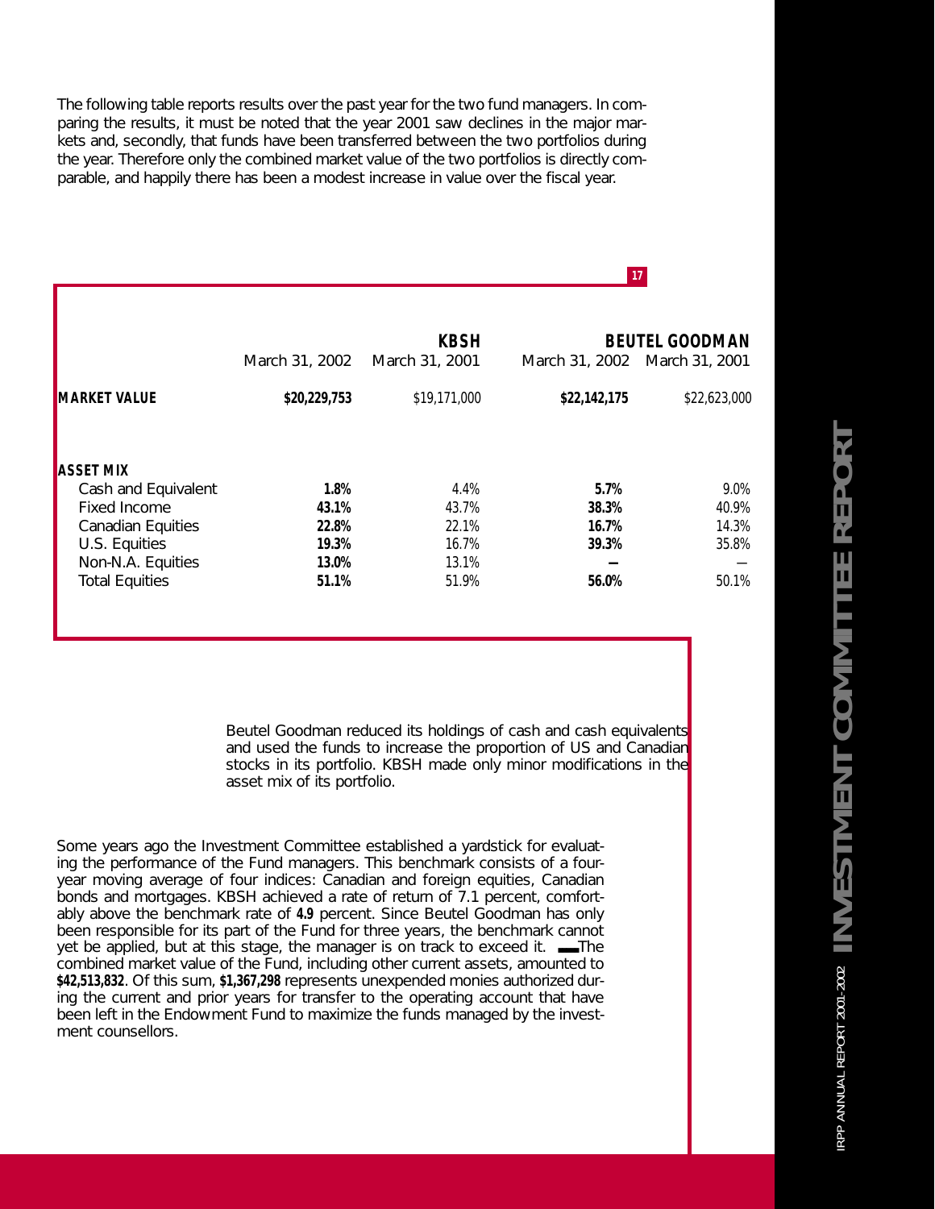The following table reports results over the past year for the two fund managers. In comparing the results, it must be noted that the year 2001 saw declines in the major markets and, secondly, that funds have been transferred between the two portfolios during the year. Therefore only the combined market value of the two portfolios is directly comparable, and happily there has been a modest increase in value over the fiscal year.

| | **KBSH** | | **BEUTEL GOODMAN** | |
|---|---|---|---|---|
| | March 31, 2002 | March 31, 2001 | March 31, 2002 | March 31, 2001 |
| **MARKET VALUE** | **$20,229,753** | $19,171,000 | **$22,142,175** | $22,623,000 |
| **ASSET MIX** | | | | |
| Cash and Equivalent | **1.8%** | 4.4% | **5.7%** | 9.0% |
| Fixed Income | **43.1%** | 43.7% | **38.3%** | 40.9% |
| Canadian Equities | **22.8%** | 22.1% | **16.7%** | 14.3% |
| U.S. Equities | **19.3%** | 16.7% | **39.3%** | 35.8% |
| Non-N.A. Equities | **13.0%** | 13.1% | **—** | — |
| Total Equities | **51.1%** | 51.9% | **56.0%** | 50.1% |

Beutel Goodman reduced its holdings of cash and cash equivalents and used the funds to increase the proportion of US and Canadian stocks in its portfolio. KBSH made only minor modifications in the asset mix of its portfolio.

Some years ago the Investment Committee established a yardstick for evaluating the performance of the Fund managers. This benchmark consists of a four-year moving average of four indices: Canadian and foreign equities, Canadian bonds and mortgages. KBSH achieved a rate of return of 7.1 percent, comfortably above the benchmark rate of **4.9** percent. Since Beutel Goodman has only been responsible for its part of the Fund for three years, the benchmark cannot yet be applied, but at this stage, the manager is on track to exceed it. The combined market value of the Fund, including other current assets, amounted to **$42,513,832**. Of this sum, **$1,367,298** represents unexpended monies authorized during the current and prior years for transfer to the operating account that have been left in the Endowment Fund to maximize the funds managed by the investment counsellors.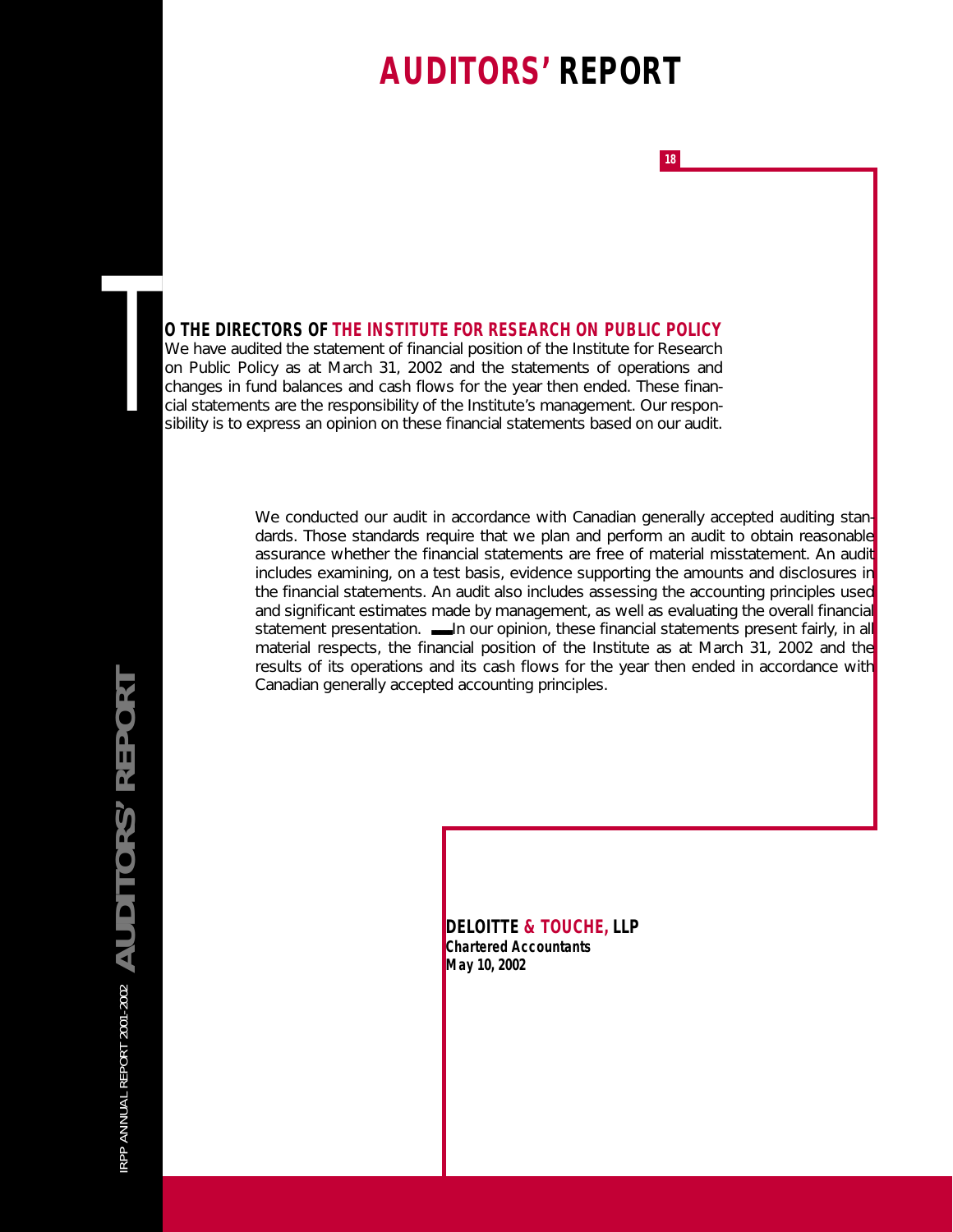# AUDITORS' REPORT

**TO THE DIRECTORS OF THE INSTITUTE FOR RESEARCH ON PUBLIC POLICY**

We have audited the statement of financial position of the Institute for Research on Public Policy as at March 31, 2002 and the statements of operations and changes in fund balances and cash flows for the year then ended. These financial statements are the responsibility of the Institute's management. Our responsibility is to express an opinion on these financial statements based on our audit.

We conducted our audit in accordance with Canadian generally accepted auditing standards. Those standards require that we plan and perform an audit to obtain reasonable assurance whether the financial statements are free of material misstatement. An audit includes examining, on a test basis, evidence supporting the amounts and disclosures in the financial statements. An audit also includes assessing the accounting principles used and significant estimates made by management, as well as evaluating the overall financial statement presentation.

In our opinion, these financial statements present fairly, in all material respects, the financial position of the Institute as at March 31, 2002 and the results of its operations and its cash flows for the year then ended in accordance with Canadian generally accepted accounting principles.

**DELOITTE & TOUCHE, LLP**
***Chartered Accountants***
***May 10, 2002***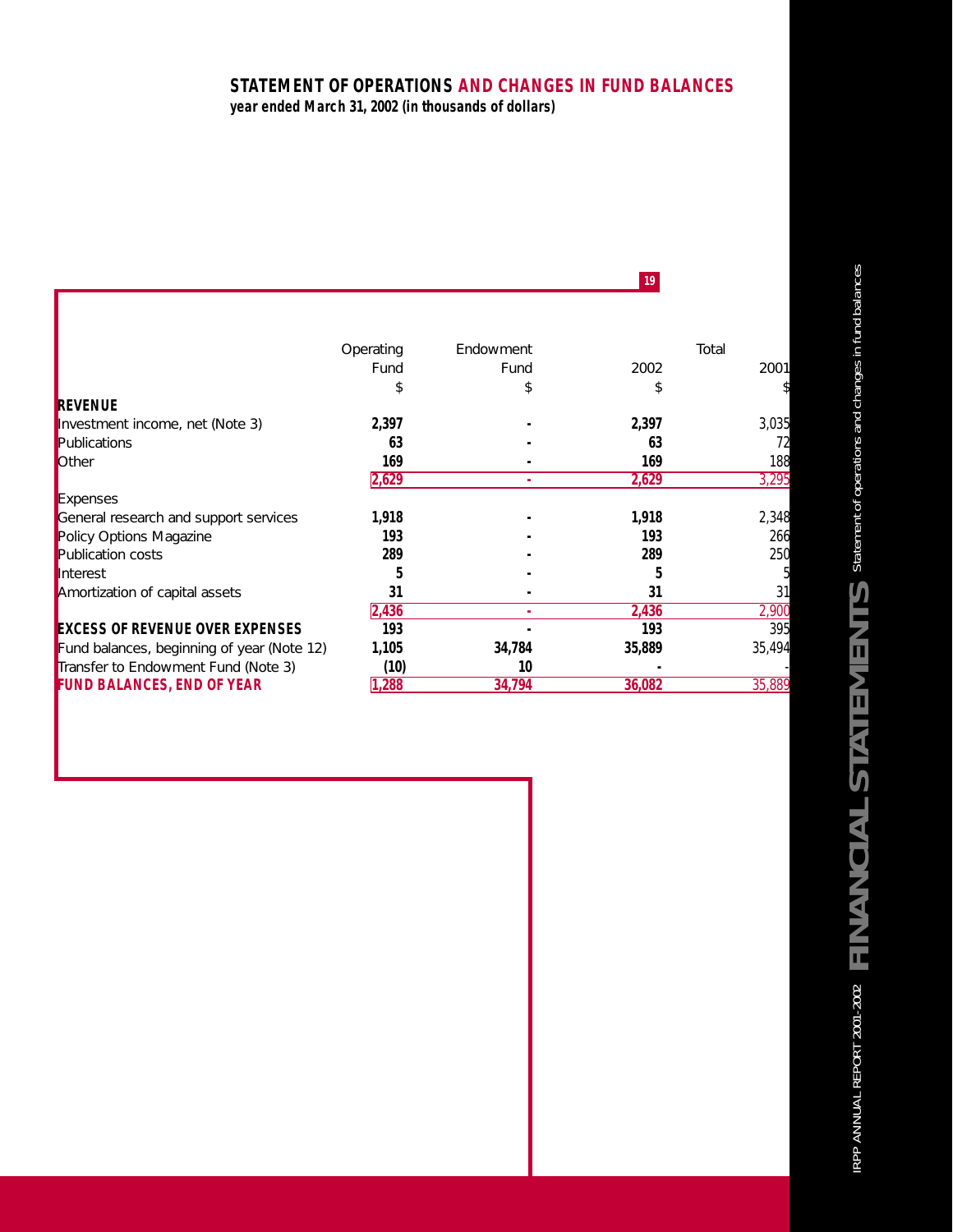## STATEMENT OF OPERATIONS AND CHANGES IN FUND BALANCES

***year ended March 31, 2002 (in thousands of dollars)***

| | Operating Fund | Endowment Fund | Total 2002 | Total 2001 |
|---|---|---|---|---|
| | $ | $ | $ | $ |
| **REVENUE** | | | | |
| Investment income, net (Note 3) | **2,397** | **-** | **2,397** | 3,035 |
| Publications | **63** | **-** | **63** | 72 |
| Other | **169** | **-** | **169** | 188 |
| | **2,629** | **-** | **2,629** | 3,295 |
| Expenses | | | | |
| General research and support services | **1,918** | **-** | **1,918** | 2,348 |
| Policy Options Magazine | **193** | **-** | **193** | 266 |
| Publication costs | **289** | **-** | **289** | 250 |
| Interest | **5** | **-** | **5** | 5 |
| Amortization of capital assets | **31** | **-** | **31** | 31 |
| | **2,436** | **-** | **2,436** | 2,900 |
| **EXCESS OF REVENUE OVER EXPENSES** | **193** | **-** | **193** | 395 |
| Fund balances, beginning of year (Note 12) | **1,105** | **34,784** | **35,889** | 35,494 |
| Transfer to Endowment Fund (Note 3) | **(10)** | **10** | **-** | - |
| **FUND BALANCES, END OF YEAR** | **1,288** | **34,794** | **36,082** | 35,889 |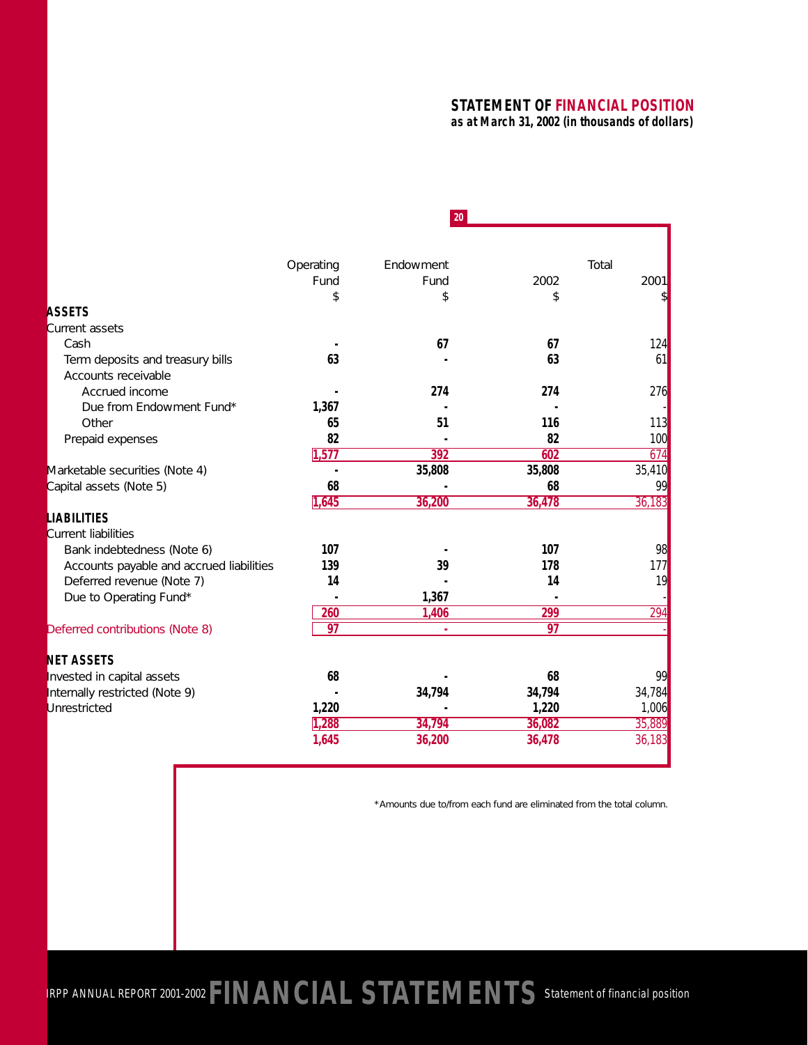## STATEMENT OF FINANCIAL POSITION

***as at March 31, 2002 (in thousands of dollars)***

| | Operating Fund | Endowment Fund | Total 2002 | Total 2001 |
|---|---|---|---|---|
| | $ | $ | $ | $ |
| **ASSETS** | | | | |
| Current assets | | | | |
| Cash | - | 67 | 67 | 124 |
| Term deposits and treasury bills | 63 | - | 63 | 61 |
| Accounts receivable | | | | |
| Accrued income | - | 274 | 274 | 276 |
| Due from Endowment Fund* | 1,367 | - | - | - |
| Other | 65 | 51 | 116 | 113 |
| Prepaid expenses | 82 | - | 82 | 100 |
| | 1,577 | 392 | 602 | 674 |
| Marketable securities (Note 4) | - | 35,808 | 35,808 | 35,410 |
| Capital assets (Note 5) | 68 | - | 68 | 99 |
| | 1,645 | 36,200 | 36,478 | 36,183 |
| **LIABILITIES** | | | | |
| Current liabilities | | | | |
| Bank indebtedness (Note 6) | 107 | - | 107 | 98 |
| Accounts payable and accrued liabilities | 139 | 39 | 178 | 177 |
| Deferred revenue (Note 7) | 14 | - | 14 | 19 |
| Due to Operating Fund* | - | 1,367 | - | - |
| | 260 | 1,406 | 299 | 294 |
| Deferred contributions (Note 8) | 97 | - | 97 | - |
| **NET ASSETS** | | | | |
| Invested in capital assets | 68 | - | 68 | 99 |
| Internally restricted (Note 9) | - | 34,794 | 34,794 | 34,784 |
| Unrestricted | 1,220 | - | 1,220 | 1,006 |
| | 1,288 | 34,794 | 36,082 | 35,889 |
| | 1,645 | 36,200 | 36,478 | 36,183 |

*Amounts due to/from each fund are eliminated from the total column.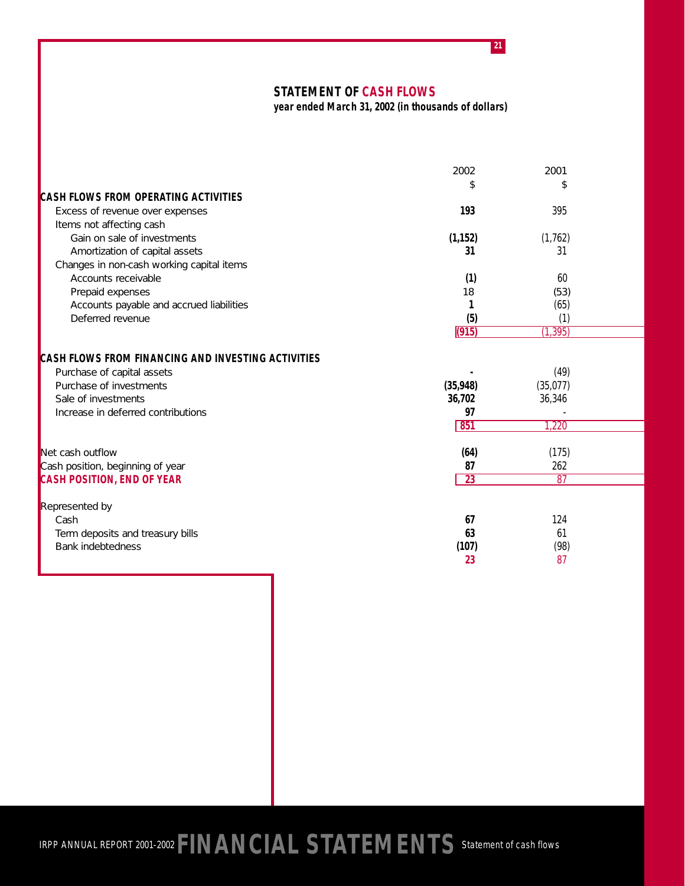## STATEMENT OF CASH FLOWS

**year ended March 31, 2002 (in thousands of dollars)**

| | 2002 | 2001 |
|---|---|---|
| | $ | $ |
| **CASH FLOWS FROM OPERATING ACTIVITIES** | | |
| Excess of revenue over expenses | **193** | 395 |
| Items not affecting cash | | |
| Gain on sale of investments | **(1,152)** | (1,762) |
| Amortization of capital assets | **31** | 31 |
| Changes in non-cash working capital items | | |
| Accounts receivable | **(1)** | 60 |
| Prepaid expenses | 18 | (53) |
| Accounts payable and accrued liabilities | **1** | (65) |
| Deferred revenue | **(5)** | (1) |
| | **(915)** | (1,395) |
| **CASH FLOWS FROM FINANCING AND INVESTING ACTIVITIES** | | |
| Purchase of capital assets | **-** | (49) |
| Purchase of investments | **(35,948)** | (35,077) |
| Sale of investments | **36,702** | 36,346 |
| Increase in deferred contributions | **97** | - |
| | **851** | 1,220 |
| Net cash outflow | **(64)** | (175) |
| Cash position, beginning of year | **87** | 262 |
| **CASH POSITION, END OF YEAR** | **23** | 87 |
| Represented by | | |
| Cash | **67** | 124 |
| Term deposits and treasury bills | **63** | 61 |
| Bank indebtedness | **(107)** | (98) |
| | **23** | 87 |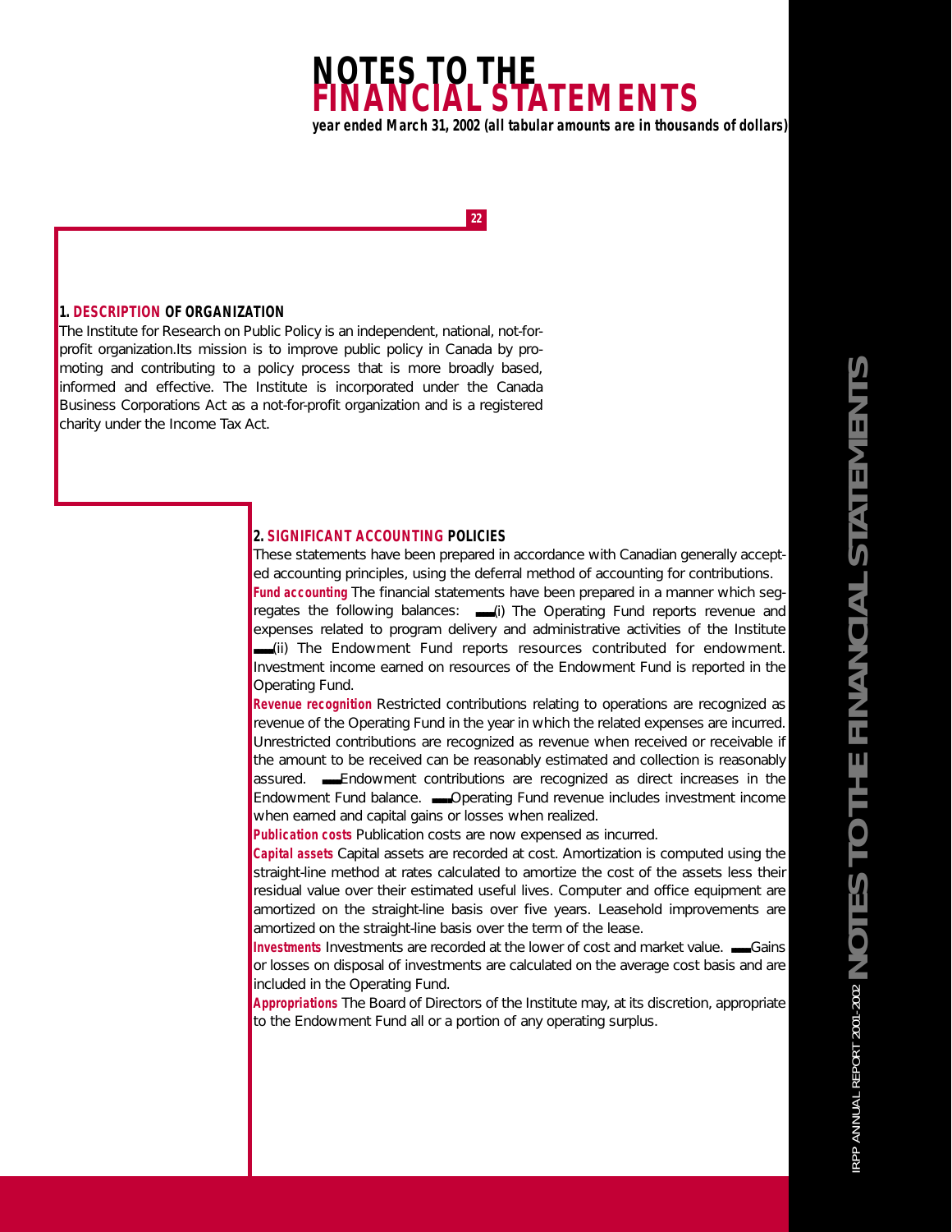# NOTES TO THE FINANCIAL STATEMENTS

***year ended March 31, 2002 (all tabular amounts are in thousands of dollars)***

## 1. DESCRIPTION OF ORGANIZATION

The Institute for Research on Public Policy is an independent, national, not-for-profit organization.Its mission is to improve public policy in Canada by promoting and contributing to a policy process that is more broadly based, informed and effective. The Institute is incorporated under the Canada Business Corporations Act as a not-for-profit organization and is a registered charity under the Income Tax Act.

## 2. SIGNIFICANT ACCOUNTING POLICIES

These statements have been prepared in accordance with Canadian generally accepted accounting principles, using the deferral method of accounting for contributions.

**Fund accounting** The financial statements have been prepared in a manner which segregates the following balances: (i) The Operating Fund reports revenue and expenses related to program delivery and administrative activities of the Institute (ii) The Endowment Fund reports resources contributed for endowment. Investment income earned on resources of the Endowment Fund is reported in the Operating Fund.

**Revenue recognition** Restricted contributions relating to operations are recognized as revenue of the Operating Fund in the year in which the related expenses are incurred. Unrestricted contributions are recognized as revenue when received or receivable if the amount to be received can be reasonably estimated and collection is reasonably assured. Endowment contributions are recognized as direct increases in the Endowment Fund balance. Operating Fund revenue includes investment income when earned and capital gains or losses when realized.

**Publication costs** Publication costs are now expensed as incurred.

**Capital assets** Capital assets are recorded at cost. Amortization is computed using the straight-line method at rates calculated to amortize the cost of the assets less their residual value over their estimated useful lives. Computer and office equipment are amortized on the straight-line basis over five years. Leasehold improvements are amortized on the straight-line basis over the term of the lease.

**Investments** Investments are recorded at the lower of cost and market value. Gains or losses on disposal of investments are calculated on the average cost basis and are included in the Operating Fund.

**Appropriations** The Board of Directors of the Institute may, at its discretion, appropriate to the Endowment Fund all or a portion of any operating surplus.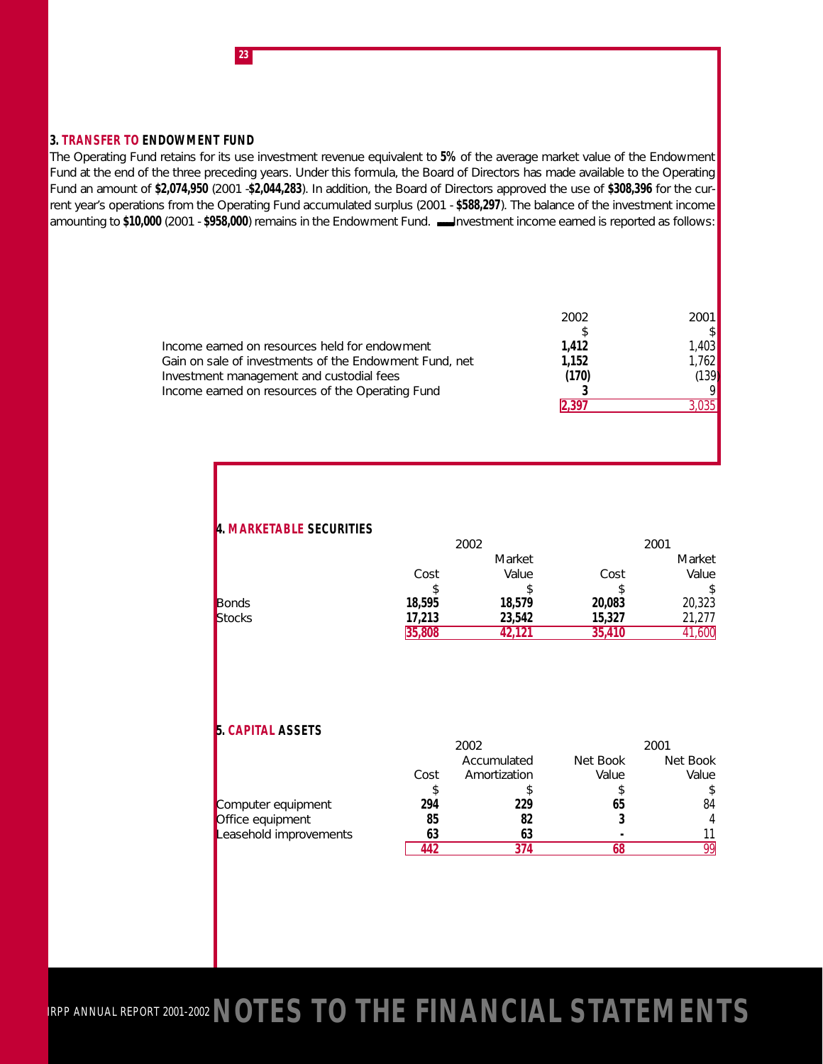### 3. TRANSFER TO ENDOWMENT FUND

The Operating Fund retains for its use investment revenue equivalent to **5%** of the average market value of the Endowment Fund at the end of the three preceding years. Under this formula, the Board of Directors has made available to the Operating Fund an amount of **$2,074,950** (2001 -**$2,044,283**). In addition, the Board of Directors approved the use of **$308,396** for the current year's operations from the Operating Fund accumulated surplus (2001 - **$588,297**). The balance of the investment income amounting to **$10,000** (2001 - **$958,000**) remains in the Endowment Fund. Investment income earned is reported as follows:

| | 2002 | 2001 |
|---|---|---|
| | $ | $ |
| Income earned on resources held for endowment | **1,412** | 1,403 |
| Gain on sale of investments of the Endowment Fund, net | **1,152** | 1,762 |
| Investment management and custodial fees | **(170)** | (139) |
| Income earned on resources of the Operating Fund | **3** | 9 |
| | **2,397** | 3,035 |

### 4. MARKETABLE SECURITIES

| | 2002 | | 2001 | |
|---|---|---|---|---|
| | Cost | Market Value | Cost | Market Value |
| | $ | $ | $ | $ |
| Bonds | **18,595** | **18,579** | **20,083** | 20,323 |
| Stocks | **17,213** | **23,542** | **15,327** | 21,277 |
| | **35,808** | **42,121** | **35,410** | 41,600 |

### 5. CAPITAL ASSETS

| | 2002 | | | 2001 |
|---|---|---|---|---|
| | Cost | Accumulated Amortization | Net Book Value | Net Book Value |
| | $ | $ | $ | $ |
| Computer equipment | **294** | **229** | **65** | 84 |
| Office equipment | **85** | **82** | **3** | 4 |
| Leasehold improvements | **63** | **63** | **-** | 11 |
| | **442** | **374** | **68** | 99 |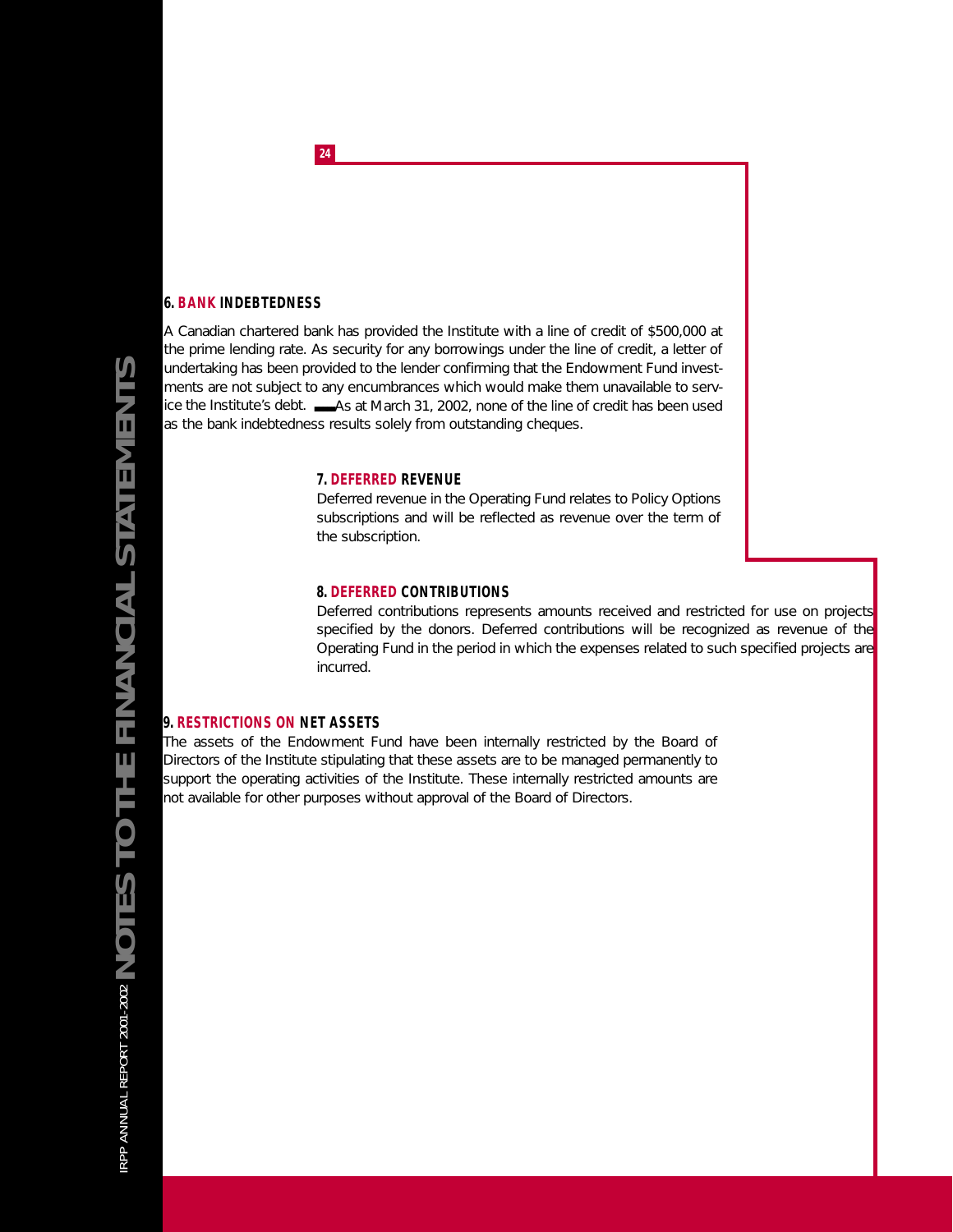## 6. BANK INDEBTEDNESS

A Canadian chartered bank has provided the Institute with a line of credit of $500,000 at the prime lending rate. As security for any borrowings under the line of credit, a letter of undertaking has been provided to the lender confirming that the Endowment Fund investments are not subject to any encumbrances which would make them unavailable to service the Institute's debt. As at March 31, 2002, none of the line of credit has been used as the bank indebtedness results solely from outstanding cheques.

## 7. DEFERRED REVENUE

Deferred revenue in the Operating Fund relates to Policy Options subscriptions and will be reflected as revenue over the term of the subscription.

## 8. DEFERRED CONTRIBUTIONS

Deferred contributions represents amounts received and restricted for use on projects specified by the donors. Deferred contributions will be recognized as revenue of the Operating Fund in the period in which the expenses related to such specified projects are incurred.

## 9. RESTRICTIONS ON NET ASSETS

The assets of the Endowment Fund have been internally restricted by the Board of Directors of the Institute stipulating that these assets are to be managed permanently to support the operating activities of the Institute. These internally restricted amounts are not available for other purposes without approval of the Board of Directors.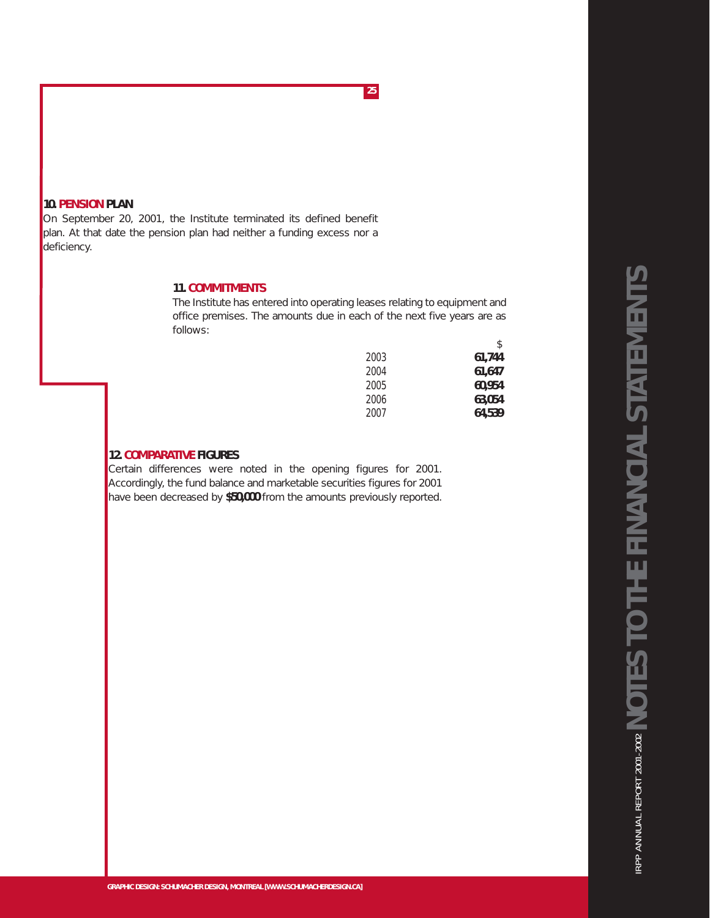## 10. PENSION PLAN

On September 20, 2001, the Institute terminated its defined benefit plan. At that date the pension plan had neither a funding excess nor a deficiency.

## 11. COMMITMENTS

The Institute has entered into operating leases relating to equipment and office premises. The amounts due in each of the next five years are as follows:

| | $ |
|---|---|
| 2003 | **61,744** |
| 2004 | **61,647** |
| 2005 | **60,954** |
| 2006 | **63,054** |
| 2007 | **64,539** |

## 12. COMPARATIVE FIGURES

Certain differences were noted in the opening figures for 2001. Accordingly, the fund balance and marketable securities figures for 2001 have been decreased by **$50,000** from the amounts previously reported.

GRAPHIC DESIGN: SCHUMACHER DESIGN, MONTREAL [WWW.SCHUMACHERDESIGN.CA]